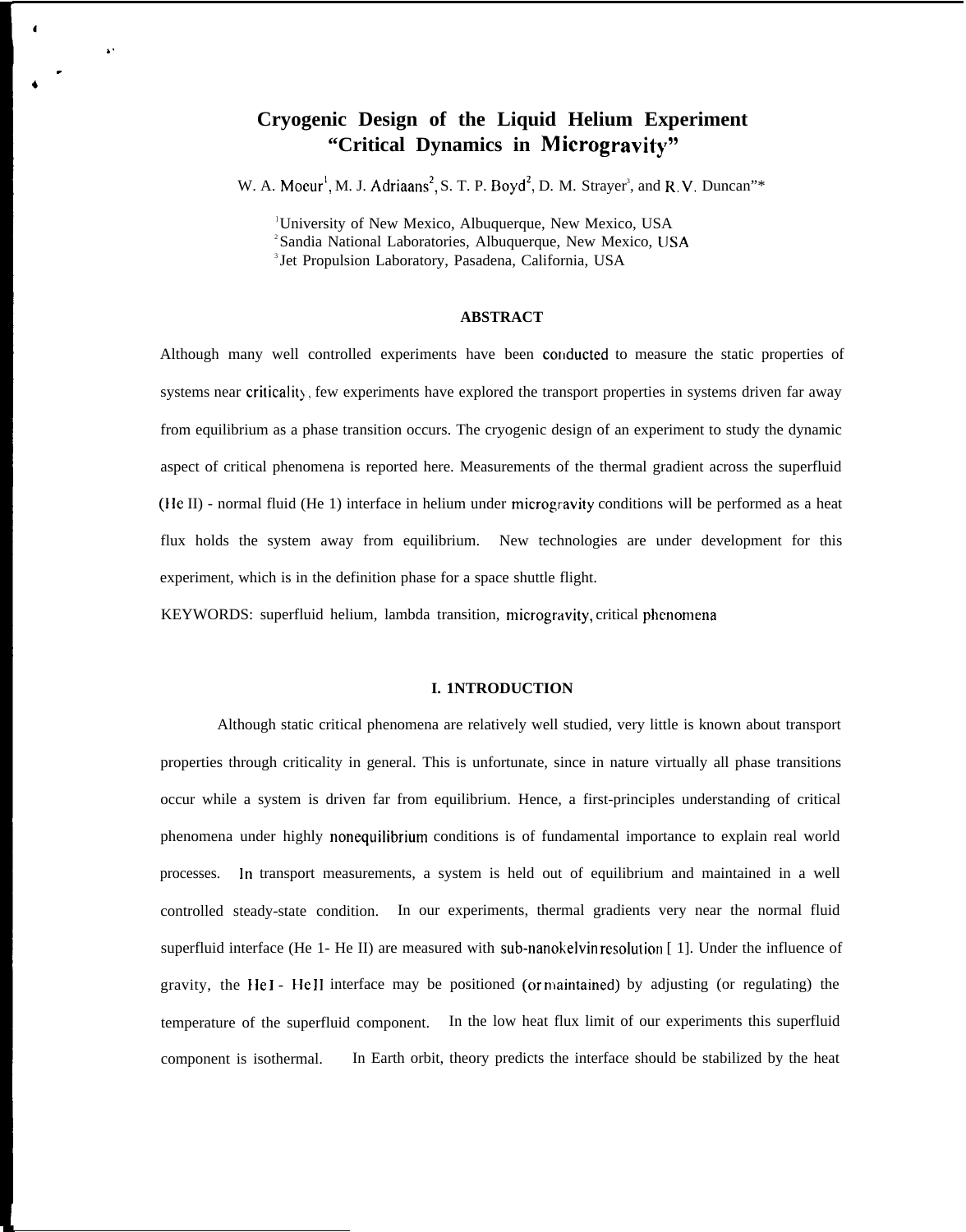# Cryogenic Design of the Liquid Helium Experiment "Critical Dynamics in Microgravity"

W. A. Moeur[1], M. J. Adriaans[2], S. T. P. Boyd[2], D. M. Strayer[3], and R. V. Duncan[2]*

[1]University of New Mexico, Albuquerque, New Mexico, USA
[2]Sandia National Laboratories, Albuquerque, New Mexico, USA
[3]Jet Propulsion Laboratory, Pasadena, California, USA

### ABSTRACT

Although many well controlled experiments have been conducted to measure the static properties of systems near criticality, few experiments have explored the transport properties in systems driven far away from equilibrium as a phase transition occurs. The cryogenic design of an experiment to study the dynamic aspect of critical phenomena is reported here. Measurements of the thermal gradient across the superfluid (He II) - normal fluid (He 1) interface in helium under microgravity conditions will be performed as a heat flux holds the system away from equilibrium. New technologies are under development for this experiment, which is in the definition phase for a space shuttle flight.

KEYWORDS: superfluid helium, lambda transition, microgravity, critical phenomena

## I. INTRODUCTION

Although static critical phenomena are relatively well studied, very little is known about transport properties through criticality in general. This is unfortunate, since in nature virtually all phase transitions occur while a system is driven far from equilibrium. Hence, a first-principles understanding of critical phenomena under highly nonequilibrium conditions is of fundamental importance to explain real world processes. In transport measurements, a system is held out of equilibrium and maintained in a well controlled steady-state condition. In our experiments, thermal gradients very near the normal fluid superfluid interface (He 1- He II) are measured with sub-nanokelvin resolution [1]. Under the influence of gravity, the He I - He II interface may be positioned (or maintained) by adjusting (or regulating) the temperature of the superfluid component. In the low heat flux limit of our experiments this superfluid component is isothermal. In Earth orbit, theory predicts the interface should be stabilized by the heat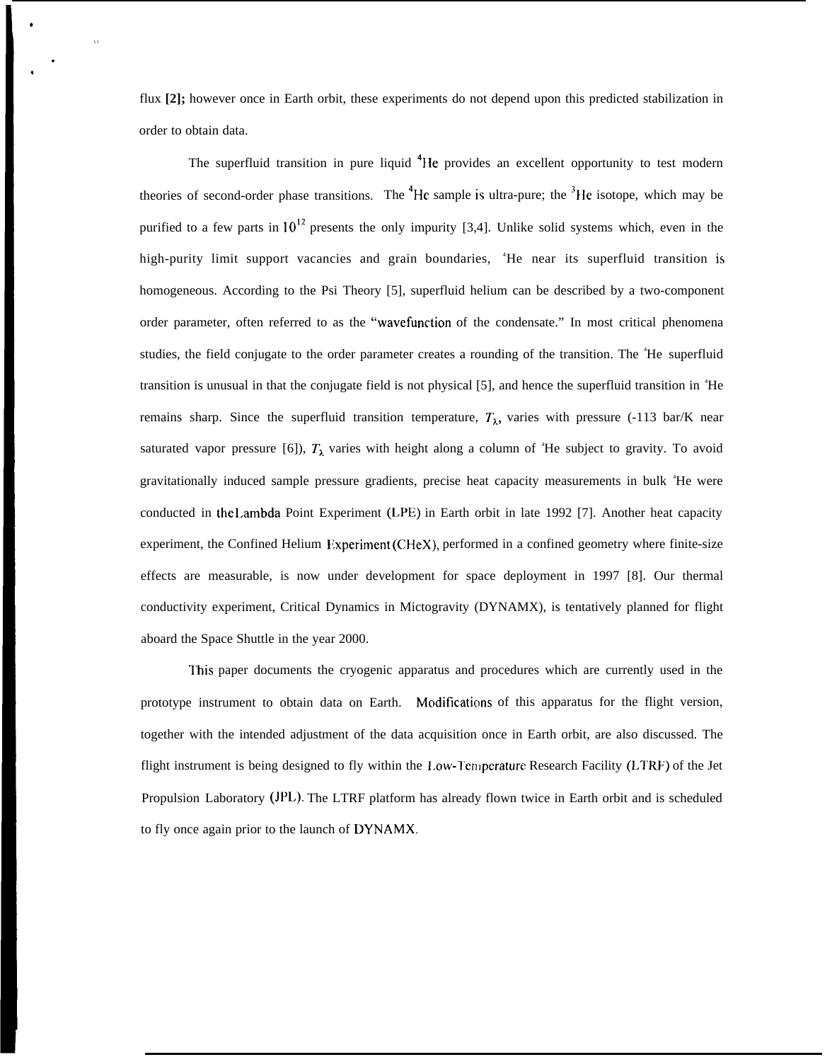flux [2]; however once in Earth orbit, these experiments do not depend upon this predicted stabilization in order to obtain data.

The superfluid transition in pure liquid $^4$He provides an excellent opportunity to test modern theories of second-order phase transitions. The $^4$He sample is ultra-pure; the $^3$He isotope, which may be purified to a few parts in $10^{12}$ presents the only impurity [3,4]. Unlike solid systems which, even in the high-purity limit support vacancies and grain boundaries, $^4$He near its superfluid transition is homogeneous. According to the Psi Theory [5], superfluid helium can be described by a two-component order parameter, often referred to as the "wavefunction of the condensate." In most critical phenomena studies, the field conjugate to the order parameter creates a rounding of the transition. The $^4$He superfluid transition is unusual in that the conjugate field is not physical [5], and hence the superfluid transition in $^4$He remains sharp. Since the superfluid transition temperature, $T_\lambda$, varies with pressure (-113 bar/K near saturated vapor pressure [6]), $T_\lambda$ varies with height along a column of $^4$He subject to gravity. To avoid gravitationally induced sample pressure gradients, precise heat capacity measurements in bulk $^4$He were conducted in the Lambda Point Experiment (LPE) in Earth orbit in late 1992 [7]. Another heat capacity experiment, the Confined Helium Experiment (CHeX), performed in a confined geometry where finite-size effects are measurable, is now under development for space deployment in 1997 [8]. Our thermal conductivity experiment, Critical Dynamics in Mictogravity (DYNAMX), is tentatively planned for flight aboard the Space Shuttle in the year 2000.

This paper documents the cryogenic apparatus and procedures which are currently used in the prototype instrument to obtain data on Earth. Modifications of this apparatus for the flight version, together with the intended adjustment of the data acquisition once in Earth orbit, are also discussed. The flight instrument is being designed to fly within the Low-Temperature Research Facility (LTRF) of the Jet Propulsion Laboratory (JPL). The LTRF platform has already flown twice in Earth orbit and is scheduled to fly once again prior to the launch of DYNAMX.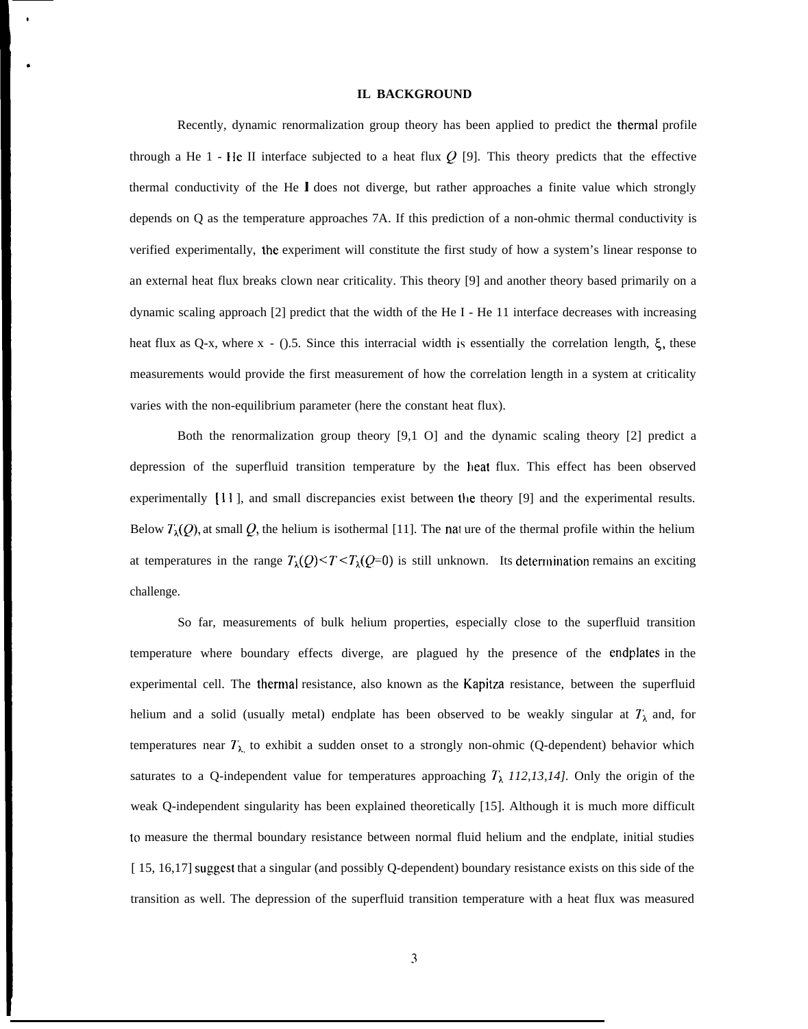## II. BACKGROUND

Recently, dynamic renormalization group theory has been applied to predict the thermal profile through a He I - He II interface subjected to a heat flux $Q$ [9]. This theory predicts that the effective thermal conductivity of the He I does not diverge, but rather approaches a finite value which strongly depends on Q as the temperature approaches $T_\lambda$. If this prediction of a non-ohmic thermal conductivity is verified experimentally, the experiment will constitute the first study of how a system's linear response to an external heat flux breaks down near criticality. This theory [9] and another theory based primarily on a dynamic scaling approach [2] predict that the width of the He I - He II interface decreases with increasing heat flux as $Q^{-x}$, where $x \sim 0.5$. Since this interfacial width is essentially the correlation length, $\xi$, these measurements would provide the first measurement of how the correlation length in a system at criticality varies with the non-equilibrium parameter (here the constant heat flux).

Both the renormalization group theory [9,10] and the dynamic scaling theory [2] predict a depression of the superfluid transition temperature by the heat flux. This effect has been observed experimentally [11], and small discrepancies exist between the theory [9] and the experimental results. Below $T_\lambda(Q)$, at small $Q$, the helium is isothermal [11]. The nature of the thermal profile within the helium at temperatures in the range $T_\lambda(Q) < T < T_\lambda(Q{=}0)$ is still unknown. Its determination remains an exciting challenge.

So far, measurements of bulk helium properties, especially close to the superfluid transition temperature where boundary effects diverge, are plagued by the presence of the endplates in the experimental cell. The thermal resistance, also known as the Kapitza resistance, between the superfluid helium and a solid (usually metal) endplate has been observed to be weakly singular at $T_\lambda$ and, for temperatures near $T_\lambda$ to exhibit a sudden onset to a strongly non-ohmic (Q-dependent) behavior which saturates to a Q-independent value for temperatures approaching $T_\lambda$ [12,13,14]. Only the origin of the weak Q-independent singularity has been explained theoretically [15]. Although it is much more difficult to measure the thermal boundary resistance between normal fluid helium and the endplate, initial studies [15, 16,17] suggest that a singular (and possibly Q-dependent) boundary resistance exists on this side of the transition as well. The depression of the superfluid transition temperature with a heat flux was measured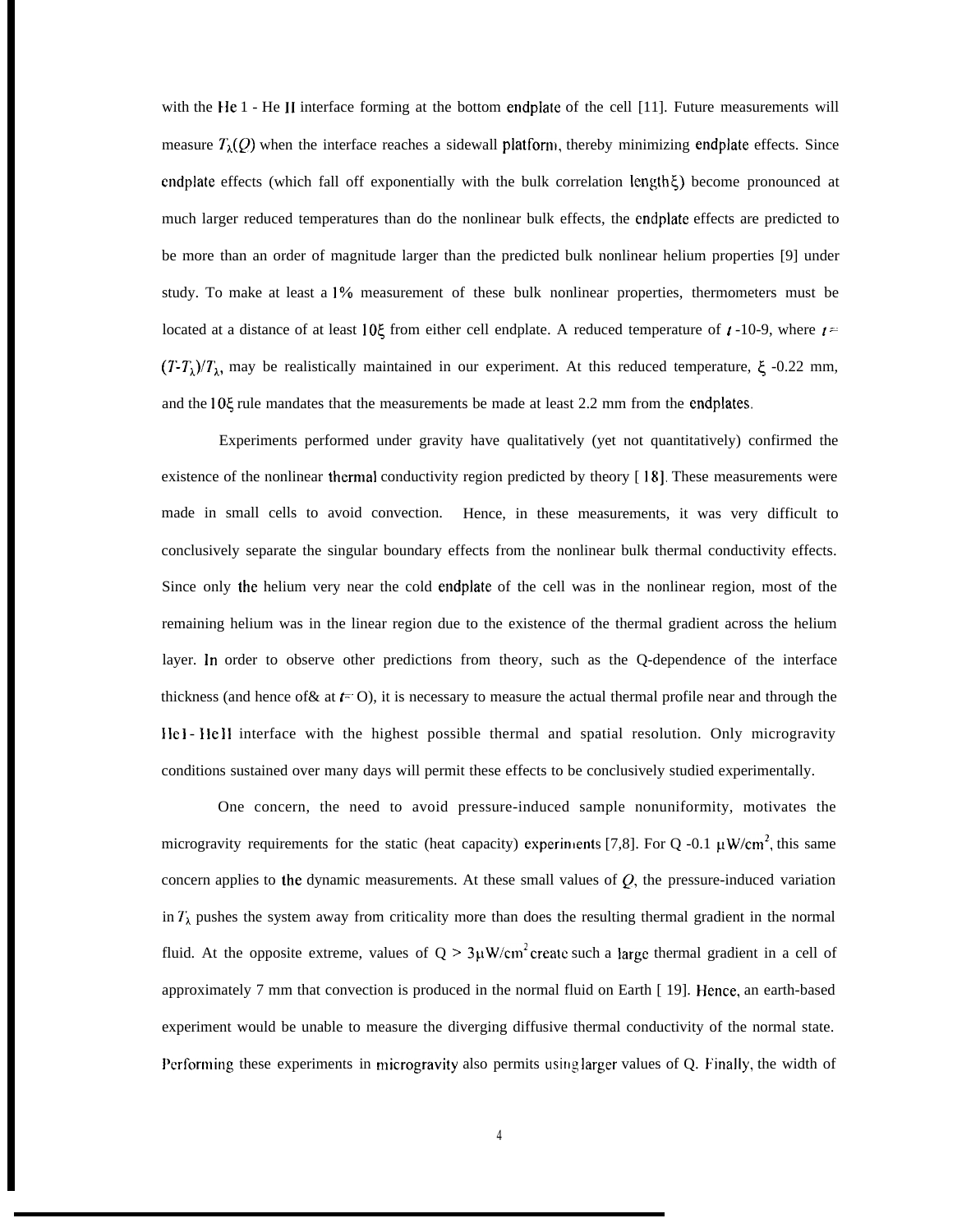with the He I - He II interface forming at the bottom endplate of the cell [11]. Future measurements will measure $T_\lambda(Q)$ when the interface reaches a sidewall platform, thereby minimizing endplate effects. Since endplate effects (which fall off exponentially with the bulk correlation length $\xi$) become pronounced at much larger reduced temperatures than do the nonlinear bulk effects, the endplate effects are predicted to be more than an order of magnitude larger than the predicted bulk nonlinear helium properties [9] under study. To make at least a 1% measurement of these bulk nonlinear properties, thermometers must be located at a distance of at least $10\xi$ from either cell endplate. A reduced temperature of $t \sim 10^{-9}$, where $t = (T-T_\lambda)/T_\lambda$, may be realistically maintained in our experiment. At this reduced temperature, $\xi \sim 0.22$ mm, and the $10\xi$ rule mandates that the measurements be made at least 2.2 mm from the endplates.

Experiments performed under gravity have qualitatively (yet not quantitatively) confirmed the existence of the nonlinear thermal conductivity region predicted by theory [18]. These measurements were made in small cells to avoid convection. Hence, in these measurements, it was very difficult to conclusively separate the singular boundary effects from the nonlinear bulk thermal conductivity effects. Since only the helium very near the cold endplate of the cell was in the nonlinear region, most of the remaining helium was in the linear region due to the existence of the thermal gradient across the helium layer. In order to observe other predictions from theory, such as the Q-dependence of the interface thickness (and hence of $\xi$ at $t = 0$), it is necessary to measure the actual thermal profile near and through the He I - He II interface with the highest possible thermal and spatial resolution. Only microgravity conditions sustained over many days will permit these effects to be conclusively studied experimentally.

One concern, the need to avoid pressure-induced sample nonuniformity, motivates the microgravity requirements for the static (heat capacity) experiments [7,8]. For $Q \sim 0.1\ \mu W/cm^2$, this same concern applies to the dynamic measurements. At these small values of $Q$, the pressure-induced variation in $T_\lambda$ pushes the system away from criticality more than does the resulting thermal gradient in the normal fluid. At the opposite extreme, values of $Q > 3\mu W/cm^2$ create such a large thermal gradient in a cell of approximately 7 mm that convection is produced in the normal fluid on Earth [19]. Hence, an earth-based experiment would be unable to measure the diverging diffusive thermal conductivity of the normal state. Performing these experiments in microgravity also permits using larger values of Q. Finally, the width of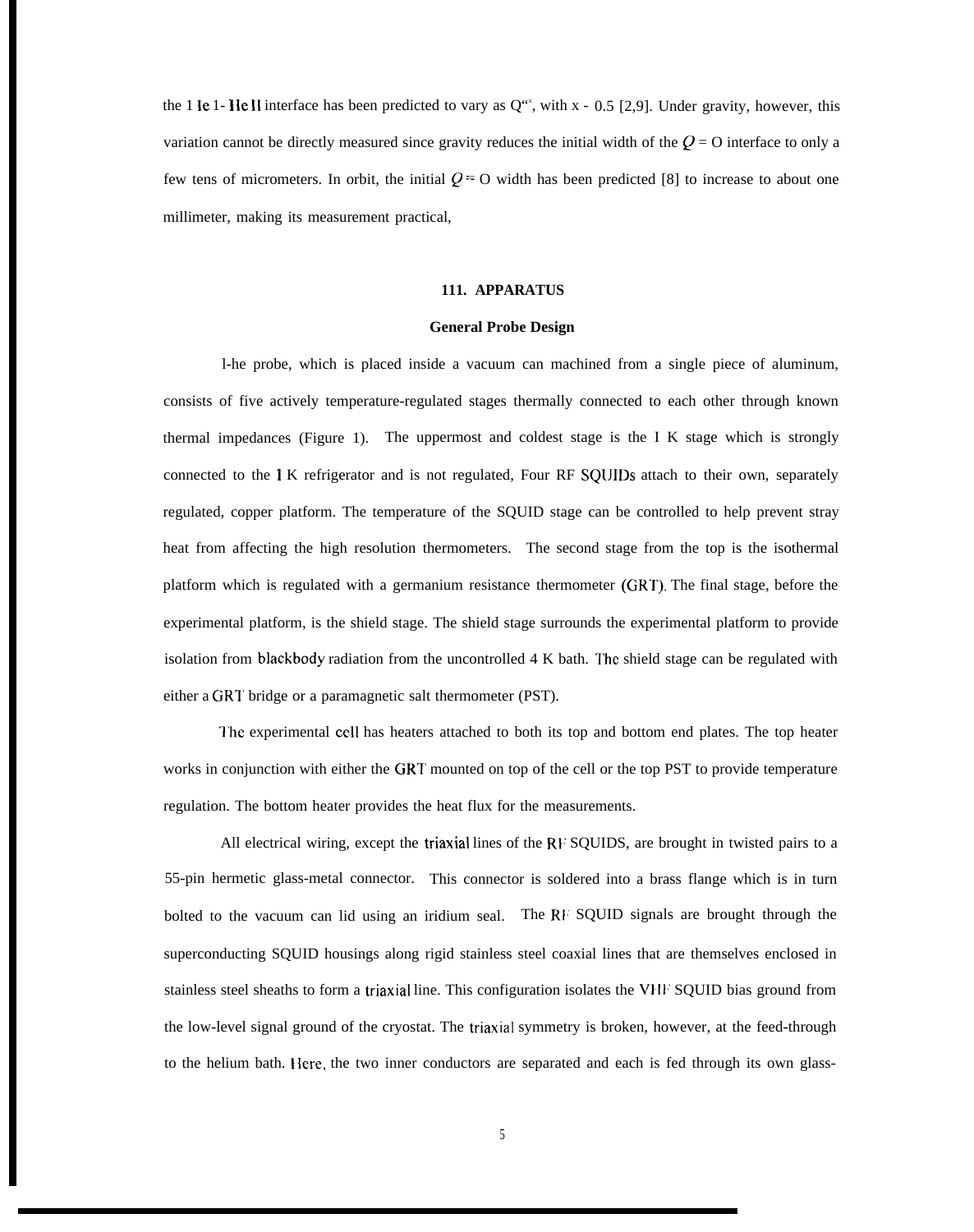the He I- He II interface has been predicted to vary as $Q^{-x}$, with x ~ 0.5 [2,9]. Under gravity, however, this variation cannot be directly measured since gravity reduces the initial width of the $Q = 0$ interface to only a few tens of micrometers. In orbit, the initial $Q = 0$ width has been predicted [8] to increase to about one millimeter, making its measurement practical,

## III. APPARATUS

### General Probe Design

The probe, which is placed inside a vacuum can machined from a single piece of aluminum, consists of five actively temperature-regulated stages thermally connected to each other through known thermal impedances (Figure 1). The uppermost and coldest stage is the I K stage which is strongly connected to the I K refrigerator and is not regulated, Four RF SQUIDs attach to their own, separately regulated, copper platform. The temperature of the SQUID stage can be controlled to help prevent stray heat from affecting the high resolution thermometers. The second stage from the top is the isothermal platform which is regulated with a germanium resistance thermometer (GRT). The final stage, before the experimental platform, is the shield stage. The shield stage surrounds the experimental platform to provide isolation from blackbody radiation from the uncontrolled 4 K bath. The shield stage can be regulated with either a GRT bridge or a paramagnetic salt thermometer (PST).

The experimental cell has heaters attached to both its top and bottom end plates. The top heater works in conjunction with either the GRT mounted on top of the cell or the top PST to provide temperature regulation. The bottom heater provides the heat flux for the measurements.

All electrical wiring, except the triaxial lines of the RF SQUIDS, are brought in twisted pairs to a 55-pin hermetic glass-metal connector. This connector is soldered into a brass flange which is in turn bolted to the vacuum can lid using an iridium seal. The RF SQUID signals are brought through the superconducting SQUID housings along rigid stainless steel coaxial lines that are themselves enclosed in stainless steel sheaths to form a triaxial line. This configuration isolates the VHF SQUID bias ground from the low-level signal ground of the cryostat. The triaxial symmetry is broken, however, at the feed-through to the helium bath. Here, the two inner conductors are separated and each is fed through its own glass-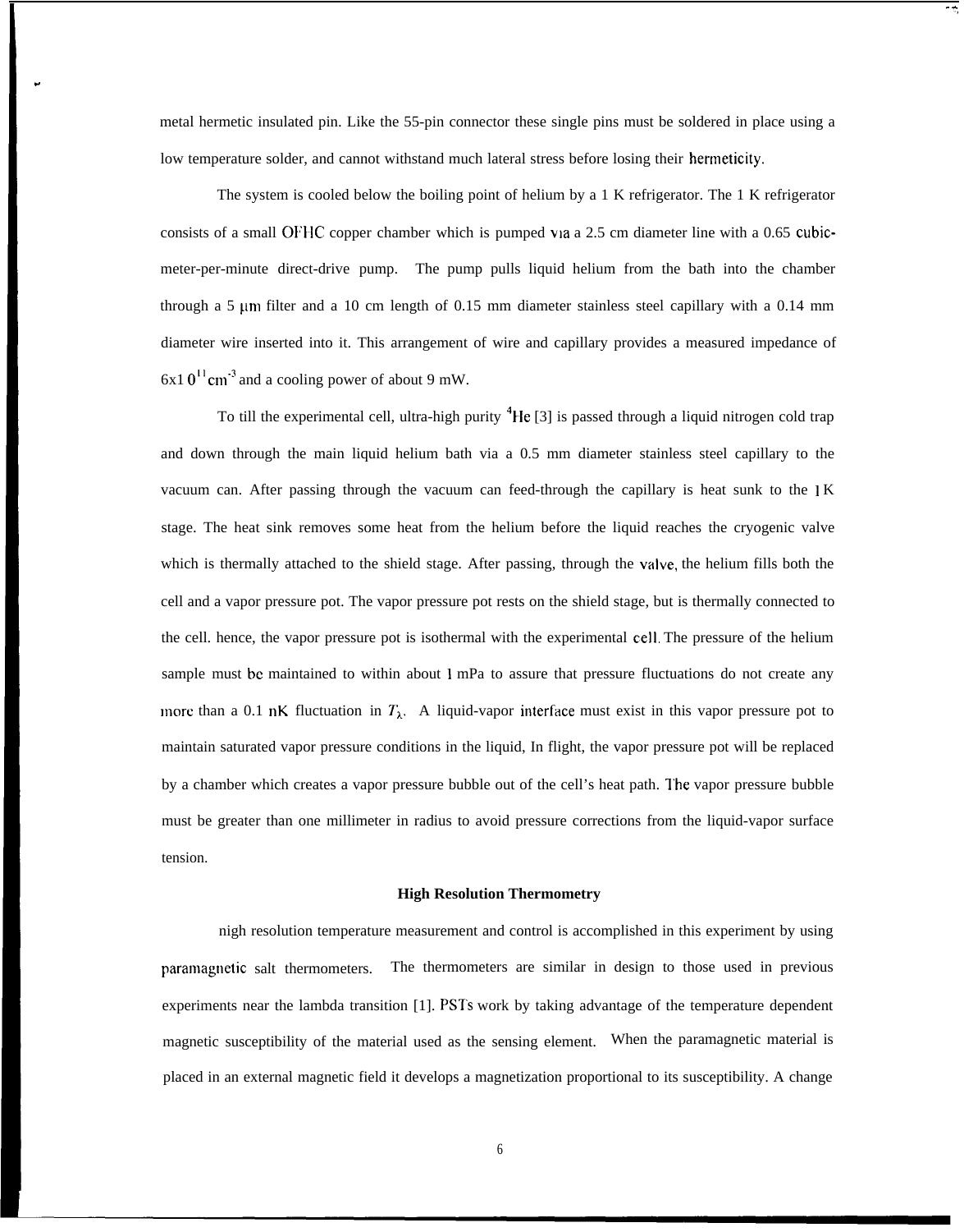metal hermetic insulated pin. Like the 55-pin connector these single pins must be soldered in place using a low temperature solder, and cannot withstand much lateral stress before losing their hermeticity.

The system is cooled below the boiling point of helium by a 1 K refrigerator. The 1 K refrigerator consists of a small OFHC copper chamber which is pumped via a 2.5 cm diameter line with a 0.65 cubic-meter-per-minute direct-drive pump. The pump pulls liquid helium from the bath into the chamber through a 5 μm filter and a 10 cm length of 0.15 mm diameter stainless steel capillary with a 0.14 mm diameter wire inserted into it. This arrangement of wire and capillary provides a measured impedance of $6 \times 10^{11}$ $cm^{-3}$ and a cooling power of about 9 mW.

To till the experimental cell, ultra-high purity $^4He$ [3] is passed through a liquid nitrogen cold trap and down through the main liquid helium bath via a 0.5 mm diameter stainless steel capillary to the vacuum can. After passing through the vacuum can feed-through the capillary is heat sunk to the 1 K stage. The heat sink removes some heat from the helium before the liquid reaches the cryogenic valve which is thermally attached to the shield stage. After passing, through the valve, the helium fills both the cell and a vapor pressure pot. The vapor pressure pot rests on the shield stage, but is thermally connected to the cell. hence, the vapor pressure pot is isothermal with the experimental cell. The pressure of the helium sample must be maintained to within about 1 mPa to assure that pressure fluctuations do not create any more than a 0.1 nK fluctuation in $T_\lambda$. A liquid-vapor interface must exist in this vapor pressure pot to maintain saturated vapor pressure conditions in the liquid, In flight, the vapor pressure pot will be replaced by a chamber which creates a vapor pressure bubble out of the cell's heat path. The vapor pressure bubble must be greater than one millimeter in radius to avoid pressure corrections from the liquid-vapor surface tension.

**High Resolution Thermometry**

nigh resolution temperature measurement and control is accomplished in this experiment by using paramagnetic salt thermometers. The thermometers are similar in design to those used in previous experiments near the lambda transition [1]. PSTs work by taking advantage of the temperature dependent magnetic susceptibility of the material used as the sensing element. When the paramagnetic material is placed in an external magnetic field it develops a magnetization proportional to its susceptibility. A change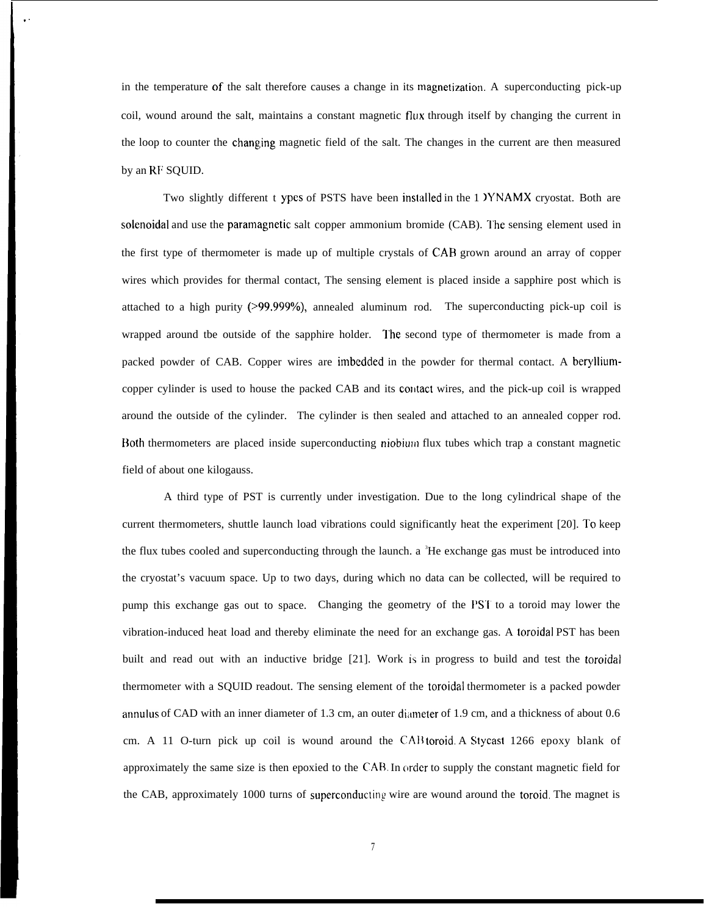in the temperature of the salt therefore causes a change in its magnetization. A superconducting pick-up coil, wound around the salt, maintains a constant magnetic flux through itself by changing the current in the loop to counter the changing magnetic field of the salt. The changes in the current are then measured by an RF SQUID.

Two slightly different t ypcs of PSTS have been installed in the 1 )YNAMX cryostat. Both are solenoidal and use the paramagnetic salt copper ammonium bromide (CAB). The sensing element used in the first type of thermometer is made up of multiple crystals of CAB grown around an array of copper wires which provides for thermal contact, The sensing element is placed inside a sapphire post which is attached to a high purity (>99.999%), annealed aluminum rod. The superconducting pick-up coil is wrapped around tbe outside of the sapphire holder. The second type of thermometer is made from a packed powder of CAB. Copper wires are imbedded in the powder for thermal contact. A beryllium-copper cylinder is used to house the packed CAB and its contact wires, and the pick-up coil is wrapped around the outside of the cylinder. The cylinder is then sealed and attached to an annealed copper rod. Both thermometers are placed inside superconducting niobium flux tubes which trap a constant magnetic field of about one kilogauss.

A third type of PST is currently under investigation. Due to the long cylindrical shape of the current thermometers, shuttle launch load vibrations could significantly heat the experiment [20]. To keep the flux tubes cooled and superconducting through the launch. a $^3$He exchange gas must be introduced into the cryostat's vacuum space. Up to two days, during which no data can be collected, will be required to pump this exchange gas out to space. Changing the geometry of the PST to a toroid may lower the vibration-induced heat load and thereby eliminate the need for an exchange gas. A toroidal PST has been built and read out with an inductive bridge [21]. Work is in progress to build and test the toroidal thermometer with a SQUID readout. The sensing element of the toroidal thermometer is a packed powder annulus of CAD with an inner diameter of 1.3 cm, an outer diameter of 1.9 cm, and a thickness of about 0.6 cm. A 11 O-turn pick up coil is wound around the CAB toroid. A Stycast 1266 epoxy blank of approximately the same size is then epoxied to the CAB. In order to supply the constant magnetic field for the CAB, approximately 1000 turns of superconducting wire are wound around the toroid. The magnet is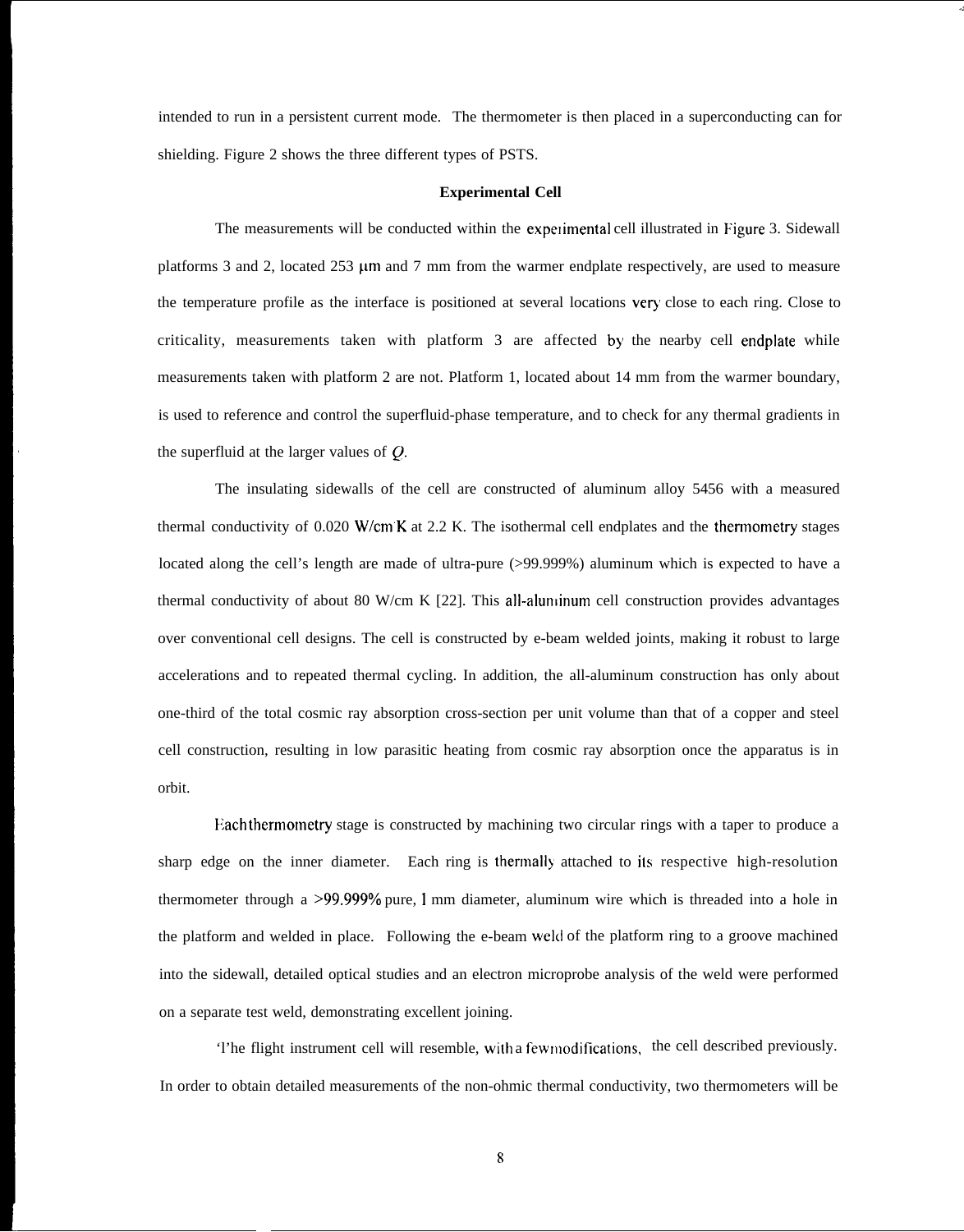intended to run in a persistent current mode. The thermometer is then placed in a superconducting can for shielding. Figure 2 shows the three different types of PSTS.

**Experimental Cell**

The measurements will be conducted within the experimental cell illustrated in Figure 3. Sidewall platforms 3 and 2, located 253 μm and 7 mm from the warmer endplate respectively, are used to measure the temperature profile as the interface is positioned at several locations very close to each ring. Close to criticality, measurements taken with platform 3 are affected by the nearby cell endplate while measurements taken with platform 2 are not. Platform 1, located about 14 mm from the warmer boundary, is used to reference and control the superfluid-phase temperature, and to check for any thermal gradients in the superfluid at the larger values of $Q$.

The insulating sidewalls of the cell are constructed of aluminum alloy 5456 with a measured thermal conductivity of 0.020 W/cm K at 2.2 K. The isothermal cell endplates and the thermometry stages located along the cell's length are made of ultra-pure (>99.999%) aluminum which is expected to have a thermal conductivity of about 80 W/cm K [22]. This all-aluminum cell construction provides advantages over conventional cell designs. The cell is constructed by e-beam welded joints, making it robust to large accelerations and to repeated thermal cycling. In addition, the all-aluminum construction has only about one-third of the total cosmic ray absorption cross-section per unit volume than that of a copper and steel cell construction, resulting in low parasitic heating from cosmic ray absorption once the apparatus is in orbit.

Each thermometry stage is constructed by machining two circular rings with a taper to produce a sharp edge on the inner diameter. Each ring is thermally attached to its respective high-resolution thermometer through a >99.999% pure, 1 mm diameter, aluminum wire which is threaded into a hole in the platform and welded in place. Following the e-beam weld of the platform ring to a groove machined into the sidewall, detailed optical studies and an electron microprobe analysis of the weld were performed on a separate test weld, demonstrating excellent joining.

The flight instrument cell will resemble, with a few modifications, the cell described previously. In order to obtain detailed measurements of the non-ohmic thermal conductivity, two thermometers will be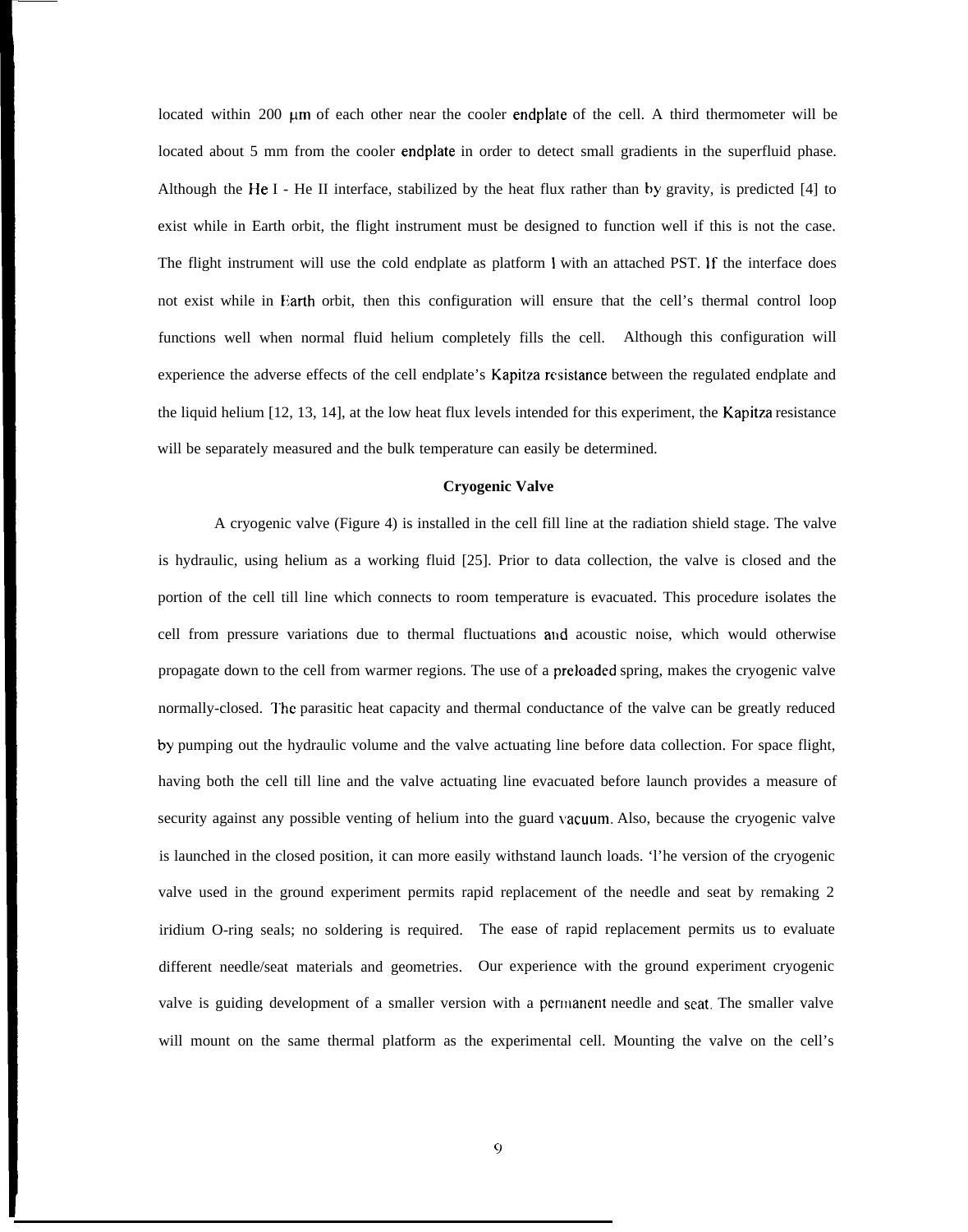located within 200 μm of each other near the cooler endplate of the cell. A third thermometer will be located about 5 mm from the cooler endplate in order to detect small gradients in the superfluid phase. Although the He I - He II interface, stabilized by the heat flux rather than by gravity, is predicted [4] to exist while in Earth orbit, the flight instrument must be designed to function well if this is not the case. The flight instrument will use the cold endplate as platform 1 with an attached PST. If the interface does not exist while in Earth orbit, then this configuration will ensure that the cell's thermal control loop functions well when normal fluid helium completely fills the cell. Although this configuration will experience the adverse effects of the cell endplate's Kapitza resistance between the regulated endplate and the liquid helium [12, 13, 14], at the low heat flux levels intended for this experiment, the Kapitza resistance will be separately measured and the bulk temperature can easily be determined.

### Cryogenic Valve

A cryogenic valve (Figure 4) is installed in the cell fill line at the radiation shield stage. The valve is hydraulic, using helium as a working fluid [25]. Prior to data collection, the valve is closed and the portion of the cell till line which connects to room temperature is evacuated. This procedure isolates the cell from pressure variations due to thermal fluctuations and acoustic noise, which would otherwise propagate down to the cell from warmer regions. The use of a preloaded spring, makes the cryogenic valve normally-closed. The parasitic heat capacity and thermal conductance of the valve can be greatly reduced by pumping out the hydraulic volume and the valve actuating line before data collection. For space flight, having both the cell till line and the valve actuating line evacuated before launch provides a measure of security against any possible venting of helium into the guard vacuum. Also, because the cryogenic valve is launched in the closed position, it can more easily withstand launch loads. 'l'he version of the cryogenic valve used in the ground experiment permits rapid replacement of the needle and seat by remaking 2 iridium O-ring seals; no soldering is required. The ease of rapid replacement permits us to evaluate different needle/seat materials and geometries. Our experience with the ground experiment cryogenic valve is guiding development of a smaller version with a permanent needle and seat. The smaller valve will mount on the same thermal platform as the experimental cell. Mounting the valve on the cell's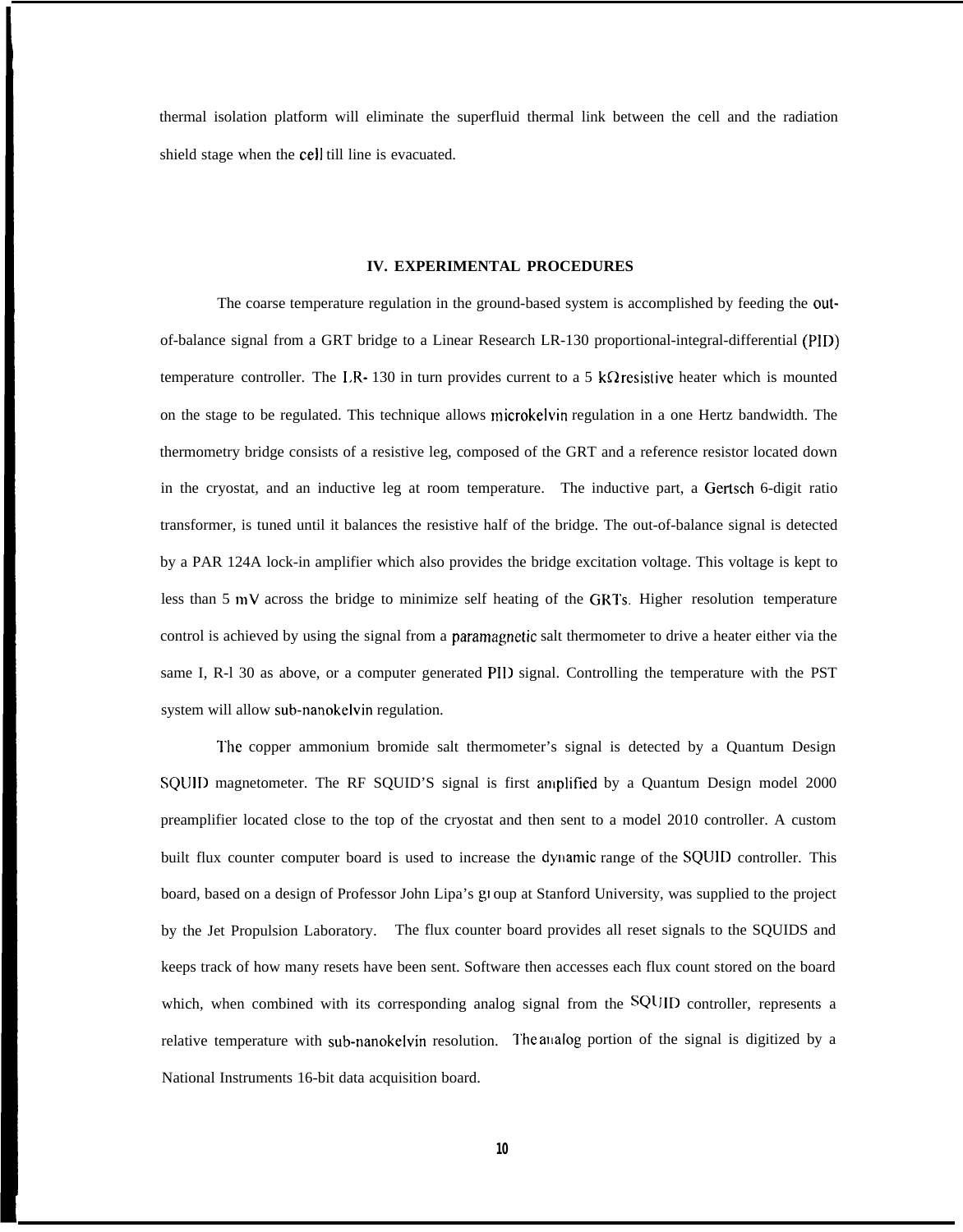thermal isolation platform will eliminate the superfluid thermal link between the cell and the radiation shield stage when the cell till line is evacuated.

## IV. EXPERIMENTAL PROCEDURES

The coarse temperature regulation in the ground-based system is accomplished by feeding the out-of-balance signal from a GRT bridge to a Linear Research LR-130 proportional-integral-differential (PID) temperature controller. The LR-130 in turn provides current to a 5 kΩ resistive heater which is mounted on the stage to be regulated. This technique allows microkelvin regulation in a one Hertz bandwidth. The thermometry bridge consists of a resistive leg, composed of the GRT and a reference resistor located down in the cryostat, and an inductive leg at room temperature. The inductive part, a Gertsch 6-digit ratio transformer, is tuned until it balances the resistive half of the bridge. The out-of-balance signal is detected by a PAR 124A lock-in amplifier which also provides the bridge excitation voltage. This voltage is kept to less than 5 mV across the bridge to minimize self heating of the GRTs. Higher resolution temperature control is achieved by using the signal from a paramagnetic salt thermometer to drive a heater either via the same LR-130 as above, or a computer generated PID signal. Controlling the temperature with the PST system will allow sub-nanokelvin regulation.

The copper ammonium bromide salt thermometer's signal is detected by a Quantum Design SQUID magnetometer. The RF SQUID'S signal is first amplified by a Quantum Design model 2000 preamplifier located close to the top of the cryostat and then sent to a model 2010 controller. A custom built flux counter computer board is used to increase the dynamic range of the SQUID controller. This board, based on a design of Professor John Lipa's group at Stanford University, was supplied to the project by the Jet Propulsion Laboratory. The flux counter board provides all reset signals to the SQUIDS and keeps track of how many resets have been sent. Software then accesses each flux count stored on the board which, when combined with its corresponding analog signal from the SQUID controller, represents a relative temperature with sub-nanokelvin resolution. The analog portion of the signal is digitized by a National Instruments 16-bit data acquisition board.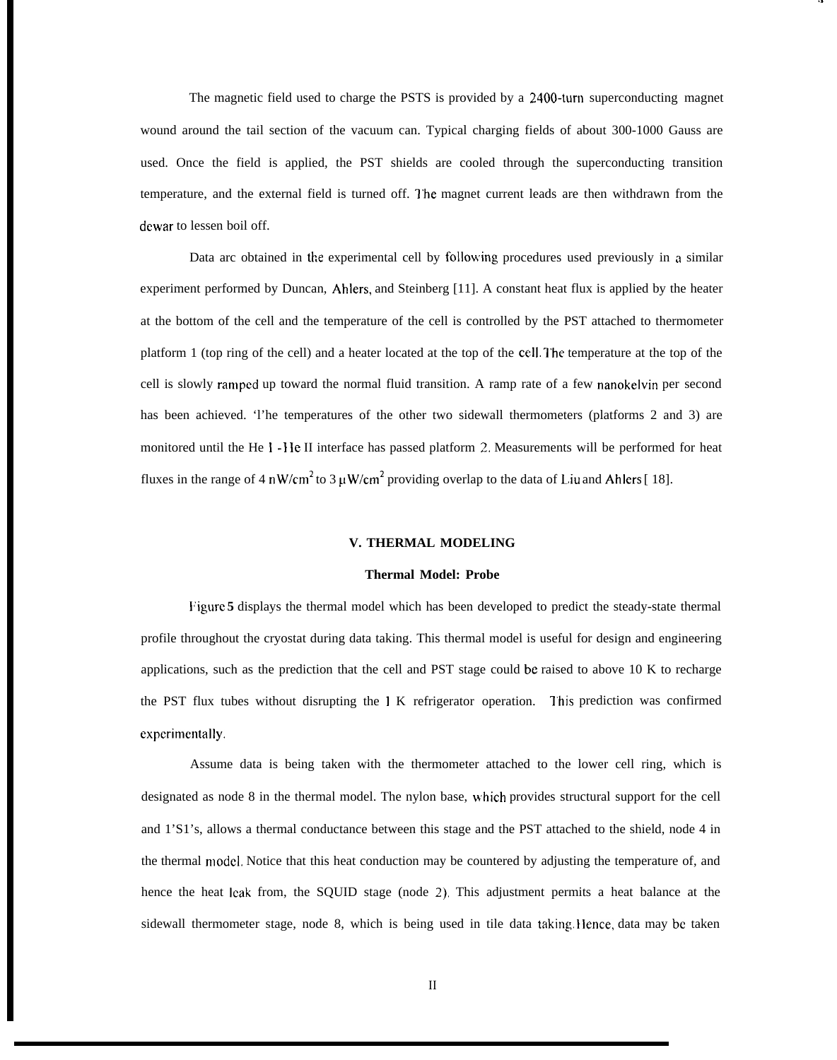The magnetic field used to charge the PSTS is provided by a 2400-turn superconducting magnet wound around the tail section of the vacuum can. Typical charging fields of about 300-1000 Gauss are used. Once the field is applied, the PST shields are cooled through the superconducting transition temperature, and the external field is turned off. The magnet current leads are then withdrawn from the dewar to lessen boil off.

Data arc obtained in the experimental cell by following procedures used previously in a similar experiment performed by Duncan, Ahlers, and Steinberg [11]. A constant heat flux is applied by the heater at the bottom of the cell and the temperature of the cell is controlled by the PST attached to thermometer platform 1 (top ring of the cell) and a heater located at the top of the cell. The temperature at the top of the cell is slowly ramped up toward the normal fluid transition. A ramp rate of a few nanokelvin per second has been achieved. 'l'he temperatures of the other two sidewall thermometers (platforms 2 and 3) are monitored until the He I -He II interface has passed platform 2. Measurements will be performed for heat fluxes in the range of 4 $nW/cm^2$ to 3 $\mu W/cm^2$ providing overlap to the data of Liu and Ahlers [18].

## V. THERMAL MODELING

### Thermal Model: Probe

Figure 5 displays the thermal model which has been developed to predict the steady-state thermal profile throughout the cryostat during data taking. This thermal model is useful for design and engineering applications, such as the prediction that the cell and PST stage could be raised to above 10 K to recharge the PST flux tubes without disrupting the 1 K refrigerator operation. This prediction was confirmed experimentally.

Assume data is being taken with the thermometer attached to the lower cell ring, which is designated as node 8 in the thermal model. The nylon base, which provides structural support for the cell and 1'S1's, allows a thermal conductance between this stage and the PST attached to the shield, node 4 in the thermal model. Notice that this heat conduction may be countered by adjusting the temperature of, and hence the heat leak from, the SQUID stage (node 2). This adjustment permits a heat balance at the sidewall thermometer stage, node 8, which is being used in tile data taking. Hence, data may be taken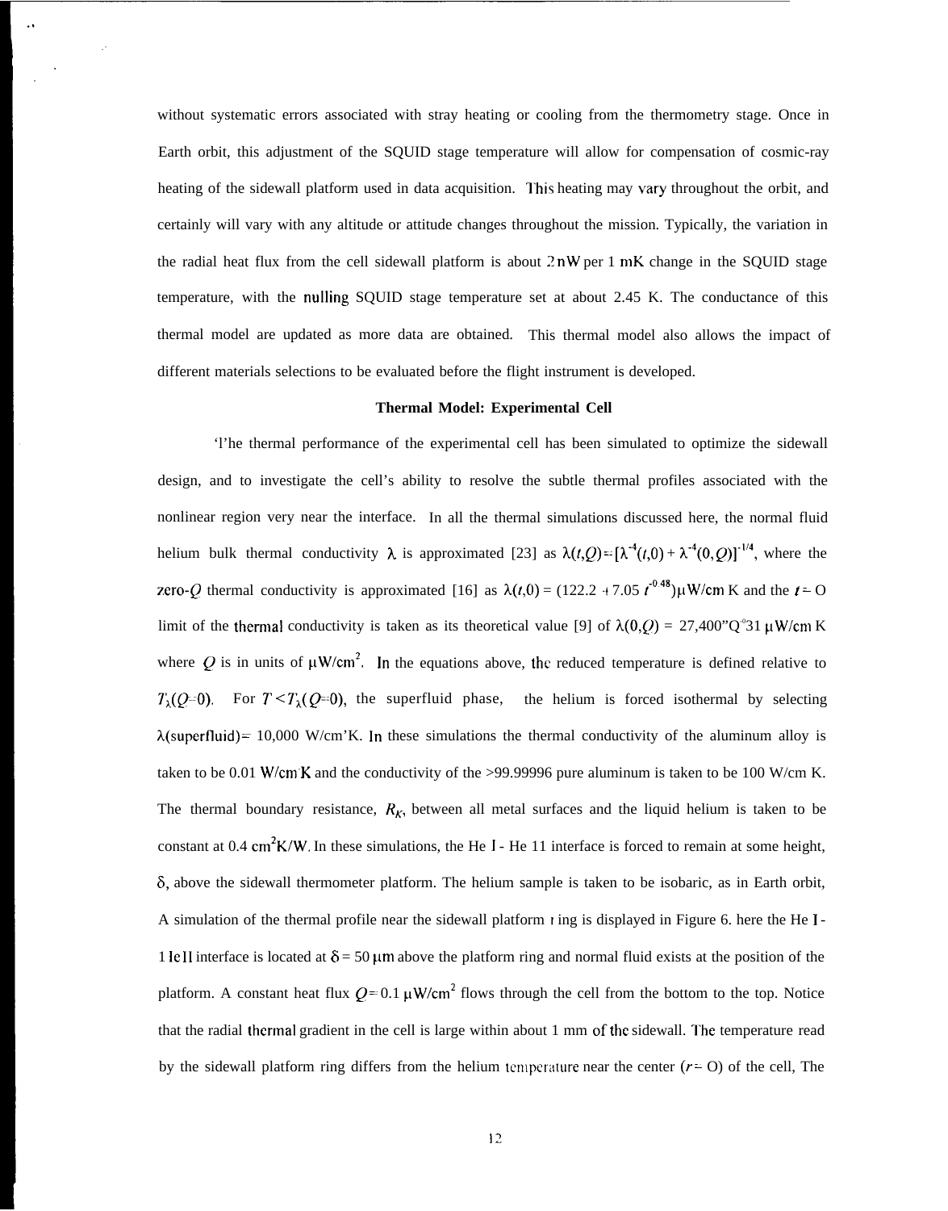without systematic errors associated with stray heating or cooling from the thermometry stage. Once in Earth orbit, this adjustment of the SQUID stage temperature will allow for compensation of cosmic-ray heating of the sidewall platform used in data acquisition. This heating may vary throughout the orbit, and certainly will vary with any altitude or attitude changes throughout the mission. Typically, the variation in the radial heat flux from the cell sidewall platform is about 2 nW per 1 mK change in the SQUID stage temperature, with the nulling SQUID stage temperature set at about 2.45 K. The conductance of this thermal model are updated as more data are obtained. This thermal model also allows the impact of different materials selections to be evaluated before the flight instrument is developed.

**Thermal Model: Experimental Cell**

The thermal performance of the experimental cell has been simulated to optimize the sidewall design, and to investigate the cell's ability to resolve the subtle thermal profiles associated with the nonlinear region very near the interface. In all the thermal simulations discussed here, the normal fluid helium bulk thermal conductivity $\lambda$ is approximated [23] as $\lambda(t,Q) = [\lambda^{-4}(t,0) + \lambda^{-4}(0,Q)]^{-1/4}$, where the zero-$Q$ thermal conductivity is approximated [16] as $\lambda(t,0) = (122.2 + 7.05\, t^{-0.48})\,\mu$W/cm K and the $t = 0$ limit of the thermal conductivity is taken as its theoretical value [9] of $\lambda(0,Q) = 27{,}400\, Q^{-0.31}\,\mu$W/cm K where $Q$ is in units of $\mu$W/cm$^2$. In the equations above, the reduced temperature is defined relative to $T_\lambda(Q=0)$. For $T < T_\lambda(Q=0)$, the superfluid phase, the helium is forced isothermal by selecting $\lambda$(superfluid) = 10,000 W/cm K. In these simulations the thermal conductivity of the aluminum alloy is taken to be 0.01 W/cm K and the conductivity of the >99.99996 pure aluminum is taken to be 100 W/cm K. The thermal boundary resistance, $R_K$, between all metal surfaces and the liquid helium is taken to be constant at 0.4 cm$^2$K/W. In these simulations, the He I - He II interface is forced to remain at some height, $\delta$, above the sidewall thermometer platform. The helium sample is taken to be isobaric, as in Earth orbit, A simulation of the thermal profile near the sidewall platform ring is displayed in Figure 6. here the He I - He II interface is located at $\delta = 50\,\mu$m above the platform ring and normal fluid exists at the position of the platform. A constant heat flux $Q = 0.1\,\mu$W/cm$^2$ flows through the cell from the bottom to the top. Notice that the radial thermal gradient in the cell is large within about 1 mm of the sidewall. The temperature read by the sidewall platform ring differs from the helium temperature near the center ($r = 0$) of the cell, The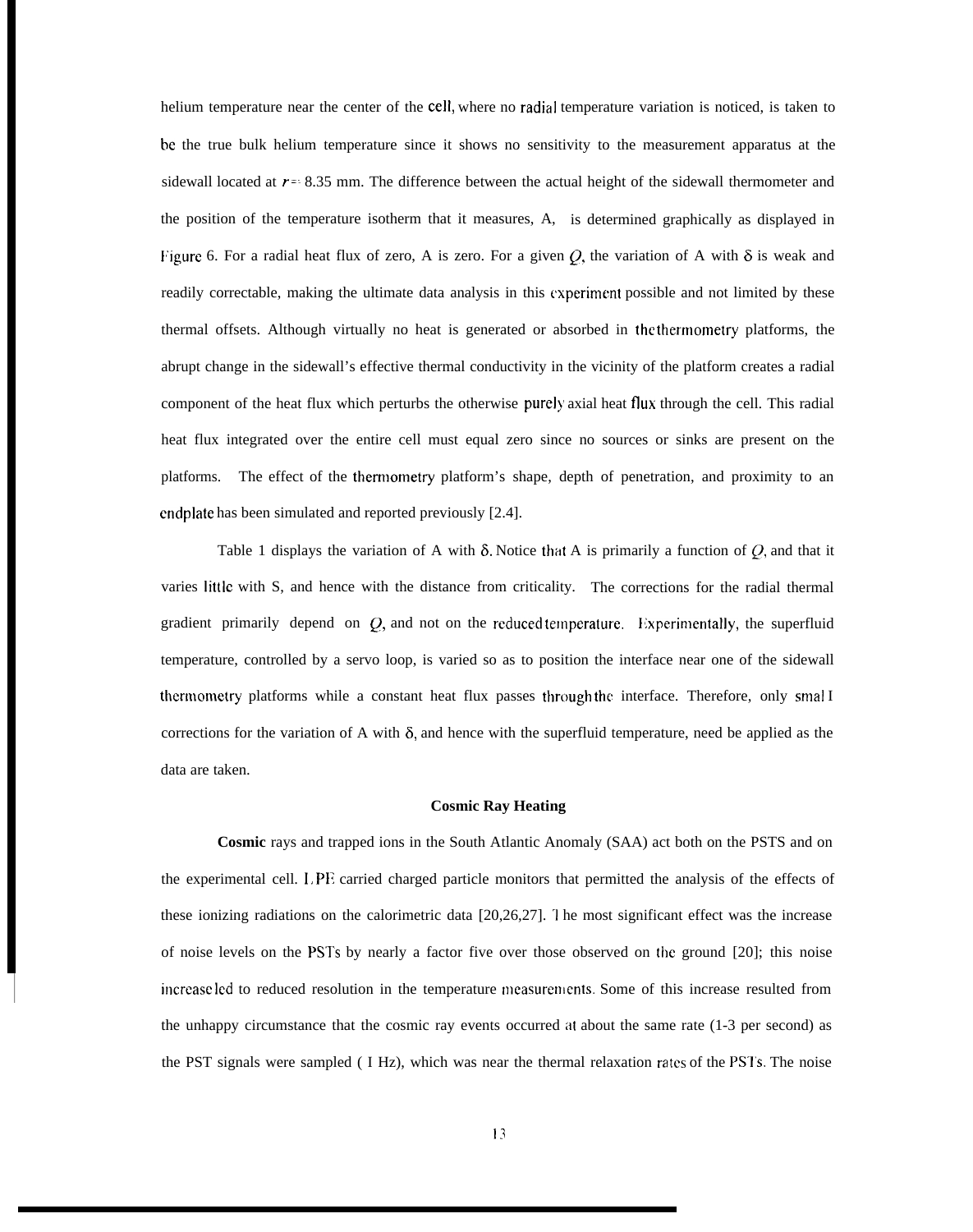helium temperature near the center of the cell, where no radial temperature variation is noticed, is taken to be the true bulk helium temperature since it shows no sensitivity to the measurement apparatus at the sidewall located at $r = 8.35$ mm. The difference between the actual height of the sidewall thermometer and the position of the temperature isotherm that it measures, A, is determined graphically as displayed in Figure 6. For a radial heat flux of zero, A is zero. For a given $Q$, the variation of A with $\delta$ is weak and readily correctable, making the ultimate data analysis in this experiment possible and not limited by these thermal offsets. Although virtually no heat is generated or absorbed in the thermometry platforms, the abrupt change in the sidewall's effective thermal conductivity in the vicinity of the platform creates a radial component of the heat flux which perturbs the otherwise purely axial heat flux through the cell. This radial heat flux integrated over the entire cell must equal zero since no sources or sinks are present on the platforms. The effect of the thermometry platform's shape, depth of penetration, and proximity to an endplate has been simulated and reported previously [2.4].

Table 1 displays the variation of A with $\delta$. Notice that A is primarily a function of $Q$, and that it varies little with S, and hence with the distance from criticality. The corrections for the radial thermal gradient primarily depend on $Q$, and not on the reduced temperature. Experimentally, the superfluid temperature, controlled by a servo loop, is varied so as to position the interface near one of the sidewall thermometry platforms while a constant heat flux passes through the interface. Therefore, only small corrections for the variation of A with $\delta$, and hence with the superfluid temperature, need be applied as the data are taken.

### Cosmic Ray Heating

**Cosmic** rays and trapped ions in the South Atlantic Anomaly (SAA) act both on the PSTS and on the experimental cell. LPE carried charged particle monitors that permitted the analysis of the effects of these ionizing radiations on the calorimetric data [20,26,27]. The most significant effect was the increase of noise levels on the PSTs by nearly a factor five over those observed on the ground [20]; this noise increase led to reduced resolution in the temperature measurements. Some of this increase resulted from the unhappy circumstance that the cosmic ray events occurred at about the same rate (1-3 per second) as the PST signals were sampled ( I Hz), which was near the thermal relaxation rates of the PSTs. The noise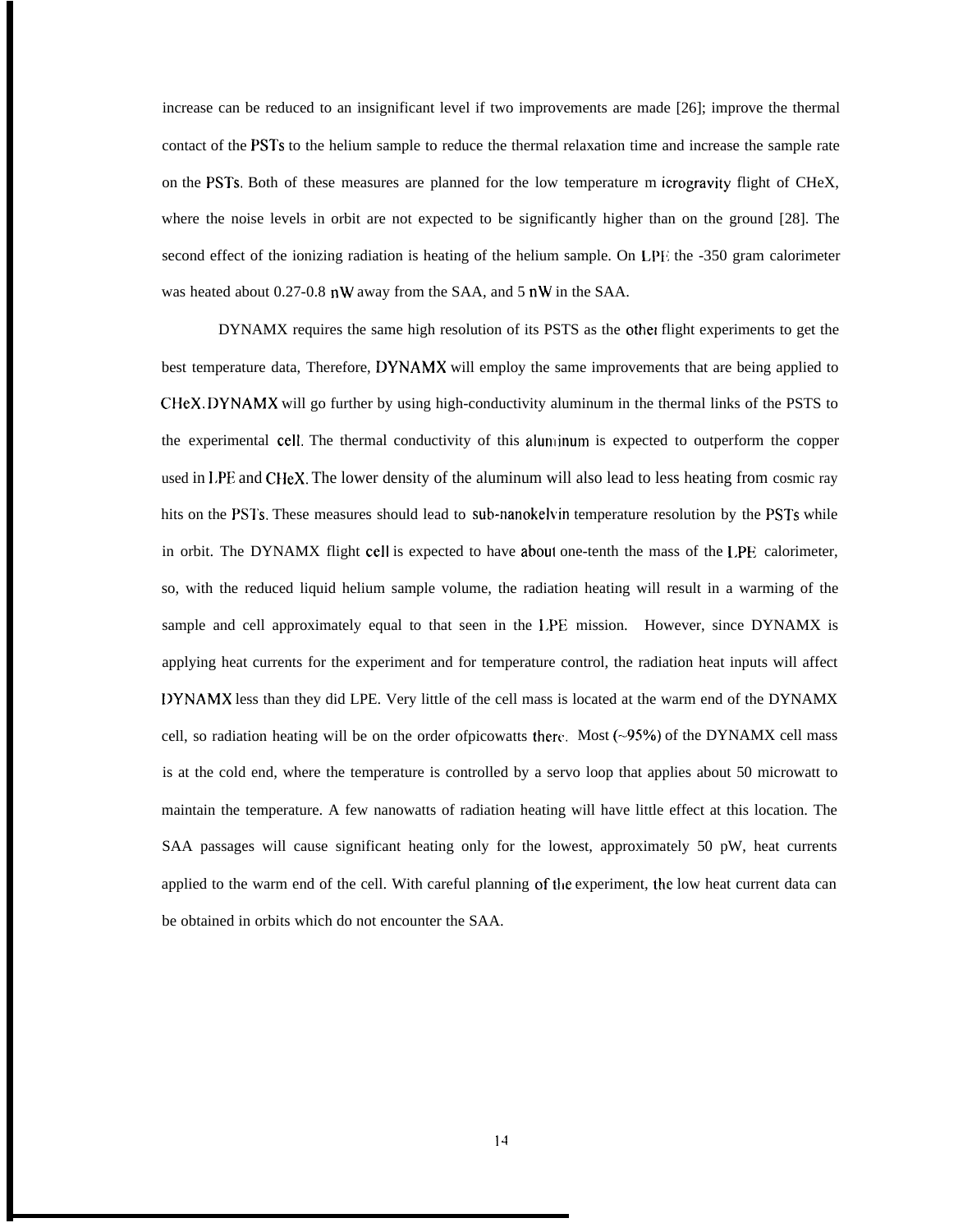increase can be reduced to an insignificant level if two improvements are made [26]; improve the thermal contact of the PSTs to the helium sample to reduce the thermal relaxation time and increase the sample rate on the PSTs. Both of these measures are planned for the low temperature m icrogravity flight of CHeX, where the noise levels in orbit are not expected to be significantly higher than on the ground [28]. The second effect of the ionizing radiation is heating of the helium sample. On LPE the -350 gram calorimeter was heated about 0.27-0.8 nW away from the SAA, and 5 nW in the SAA.

DYNAMX requires the same high resolution of its PSTS as the other flight experiments to get the best temperature data, Therefore, DYNAMX will employ the same improvements that are being applied to CHeX. DYNAMX will go further by using high-conductivity aluminum in the thermal links of the PSTS to the experimental cell. The thermal conductivity of this aluminum is expected to outperform the copper used in LPE and CHeX. The lower density of the aluminum will also lead to less heating from cosmic ray hits on the PSTs. These measures should lead to sub-nanokelvin temperature resolution by the PSTs while in orbit. The DYNAMX flight cell is expected to have about one-tenth the mass of the LPE calorimeter, so, with the reduced liquid helium sample volume, the radiation heating will result in a warming of the sample and cell approximately equal to that seen in the LPE mission. However, since DYNAMX is applying heat currents for the experiment and for temperature control, the radiation heat inputs will affect DYNAMX less than they did LPE. Very little of the cell mass is located at the warm end of the DYNAMX cell, so radiation heating will be on the order ofpicowatts there. Most (~95%) of the DYNAMX cell mass is at the cold end, where the temperature is controlled by a servo loop that applies about 50 microwatt to maintain the temperature. A few nanowatts of radiation heating will have little effect at this location. The SAA passages will cause significant heating only for the lowest, approximately 50 pW, heat currents applied to the warm end of the cell. With careful planning of the experiment, the low heat current data can be obtained in orbits which do not encounter the SAA.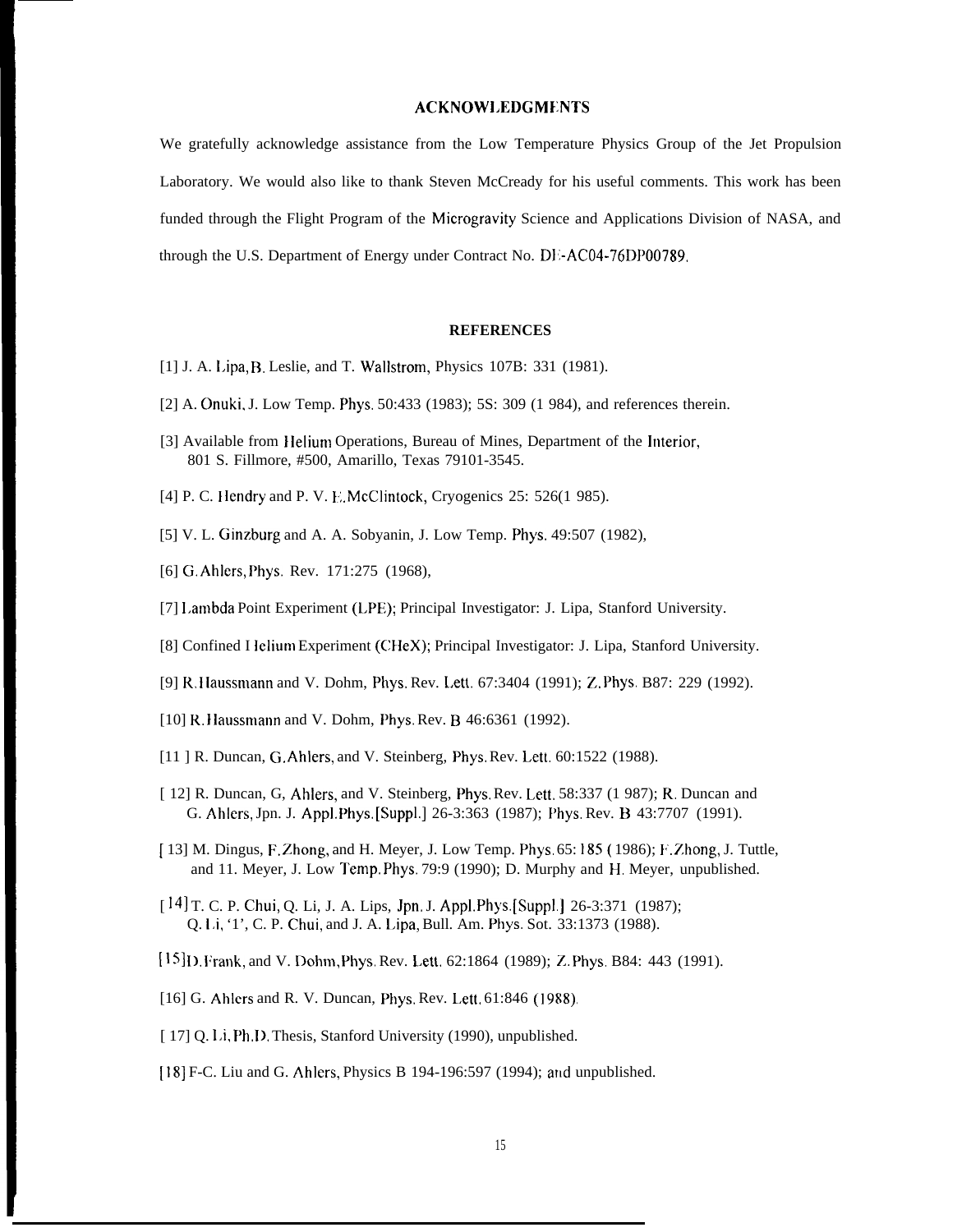## ACKNOWLEDGMENTS

We gratefully acknowledge assistance from the Low Temperature Physics Group of the Jet Propulsion Laboratory. We would also like to thank Steven McCready for his useful comments. This work has been funded through the Flight Program of the Microgravity Science and Applications Division of NASA, and through the U.S. Department of Energy under Contract No. DE-AC04-76DP00789.

## REFERENCES

[1] J. A. Lipa, B. Leslie, and T. Wallstrom, Physics 107B: 331 (1981).

[2] A. Onuki, J. Low Temp. Phys. 50:433 (1983); 5S: 309 (1 984), and references therein.

[3] Available from Helium Operations, Bureau of Mines, Department of the Interior, 801 S. Fillmore, #500, Amarillo, Texas 79101-3545.

[4] P. C. Hendry and P. V. E. McClintock, Cryogenics 25: 526(1 985).

[5] V. L. Ginzburg and A. A. Sobyanin, J. Low Temp. Phys. 49:507 (1982),

[6] G. Ahlers, Phys. Rev. 171:275 (1968),

[7] Lambda Point Experiment (LPE); Principal Investigator: J. Lipa, Stanford University.

[8] Confined Helium Experiment (CHeX); Principal Investigator: J. Lipa, Stanford University.

[9] R. Haussmann and V. Dohm, Phys. Rev. Lett. 67:3404 (1991); Z. Phys. B87: 229 (1992).

[10] R. Haussmann and V. Dohm, Phys. Rev. B 46:6361 (1992).

[11 ] R. Duncan, G. Ahlers, and V. Steinberg, Phys. Rev. Lett. 60:1522 (1988).

[ 12] R. Duncan, G, Ahlers, and V. Steinberg, Phys. Rev. Lett. 58:337 (1 987); R. Duncan and G. Ahlers, Jpn. J. Appl. Phys. [Suppl.] 26-3:363 (1987); Phys. Rev. B 43:7707 (1991).

[ 13] M. Dingus, F. Zhong, and H. Meyer, J. Low Temp. Phys. 65: 185 ( 1986); F. Zhong, J. Tuttle, and 11. Meyer, J. Low Temp. Phys. 79:9 (1990); D. Murphy and H. Meyer, unpublished.

[ 14] T. C. P. Chui, Q. Li, J. A. Lips, Jpn. J. Appl. Phys. [Suppl.] 26-3:371 (1987); Q. Li, '1', C. P. Chui, and J. A. Lipa, Bull. Am. Phys. Sot. 33:1373 (1988).

[15] D. Frank, and V. Dohm, Phys. Rev. Lett. 62:1864 (1989); Z. Phys. B84: 443 (1991).

[16] G. Ahlers and R. V. Duncan, Phys. Rev. Lett. 61:846 (1988).

[ 17] Q. Li, Ph.D. Thesis, Stanford University (1990), unpublished.

[18] F-C. Liu and G. Ahlers, Physics B 194-196:597 (1994); and unpublished.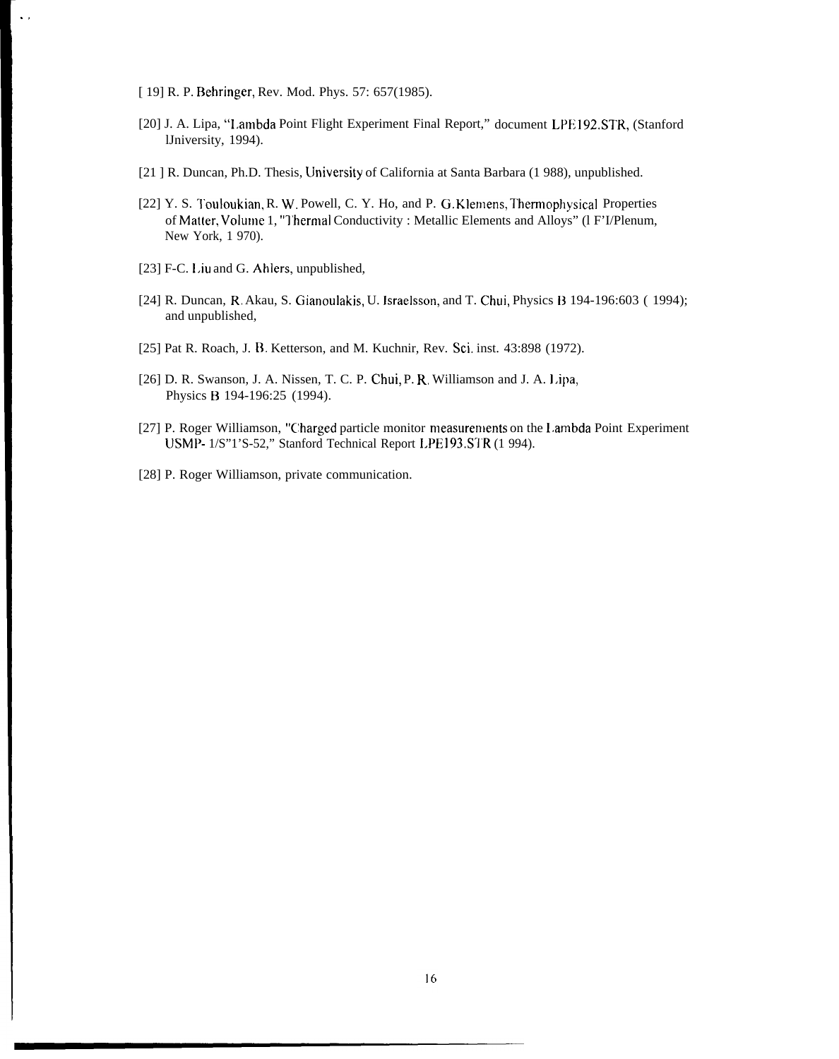[19] R. P. Behringer, Rev. Mod. Phys. 57: 657(1985).

[20] J. A. Lipa, "Lambda Point Flight Experiment Final Report," document LPE192.STR, (Stanford University, 1994).

[21] R. Duncan, Ph.D. Thesis, University of California at Santa Barbara (1988), unpublished.

[22] Y. S. Touloukian, R. W. Powell, C. Y. Ho, and P. G. Klemens, Thermophysical Properties of Matter, Volume 1, "Thermal Conductivity : Metallic Elements and Alloys" (IFI/Plenum, New York, 1970).

[23] F-C. Liu and G. Ahlers, unpublished,

[24] R. Duncan, R. Akau, S. Gianoulakis, U. Israelsson, and T. Chui, Physics B 194-196:603 (1994); and unpublished,

[25] Pat R. Roach, J. B. Ketterson, and M. Kuchnir, Rev. Sci. inst. 43:898 (1972).

[26] D. R. Swanson, J. A. Nissen, T. C. P. Chui, P. R. Williamson and J. A. Lipa, Physics B 194-196:25 (1994).

[27] P. Roger Williamson, "Charged particle monitor measurements on the Lambda Point Experiment USMP-1/S"1'S-52," Stanford Technical Report LPE193.STR (1994).

[28] P. Roger Williamson, private communication.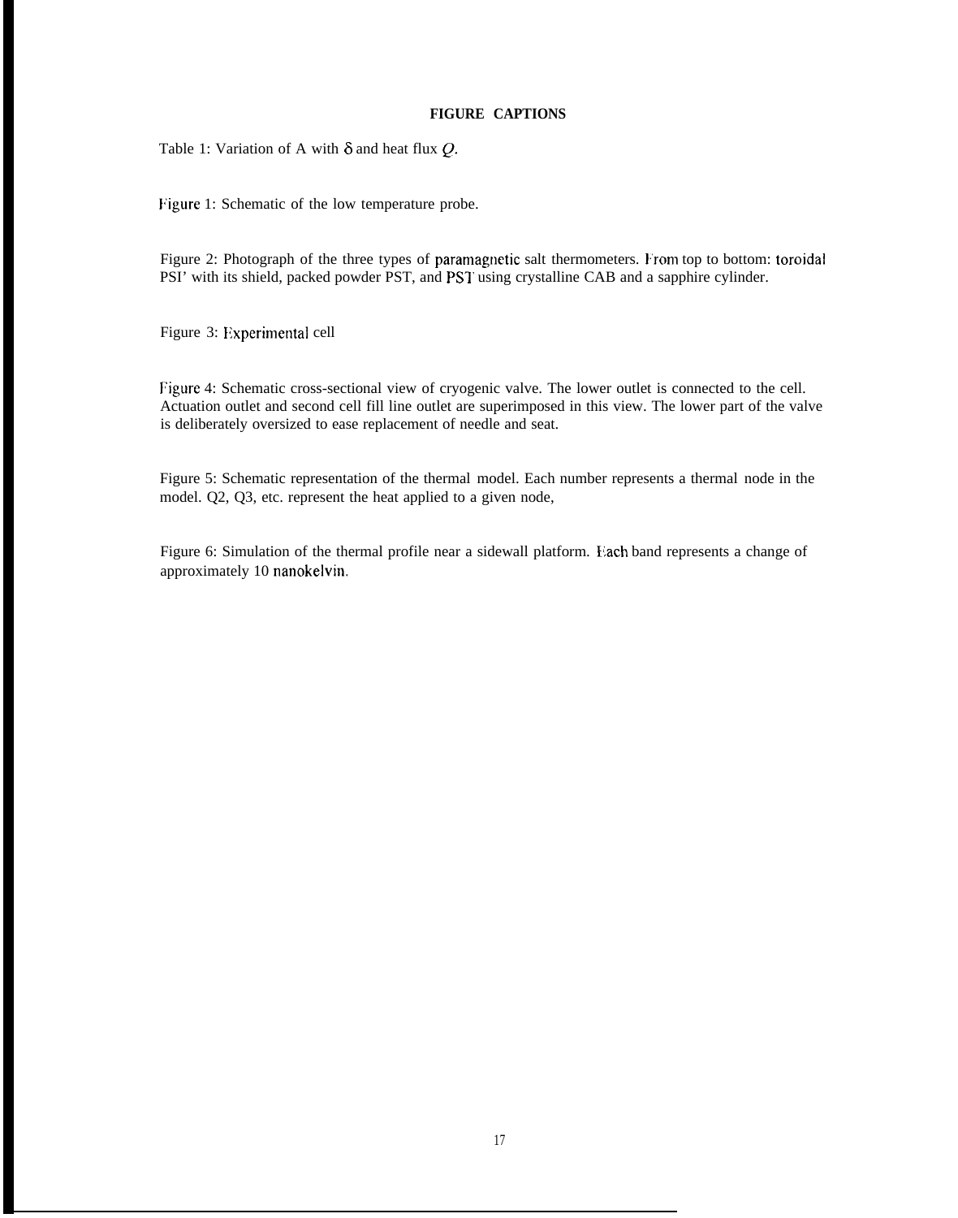**FIGURE CAPTIONS**

Table 1: Variation of A with $\delta$ and heat flux $Q$.

Figure 1: Schematic of the low temperature probe.

Figure 2: Photograph of the three types of paramagnetic salt thermometers. From top to bottom: toroidal PSI' with its shield, packed powder PST, and PST using crystalline CAB and a sapphire cylinder.

Figure 3: Experimental cell

Figure 4: Schematic cross-sectional view of cryogenic valve. The lower outlet is connected to the cell. Actuation outlet and second cell fill line outlet are superimposed in this view. The lower part of the valve is deliberately oversized to ease replacement of needle and seat.

Figure 5: Schematic representation of the thermal model. Each number represents a thermal node in the model. Q2, Q3, etc. represent the heat applied to a given node,

Figure 6: Simulation of the thermal profile near a sidewall platform. Each band represents a change of approximately 10 nanokelvin.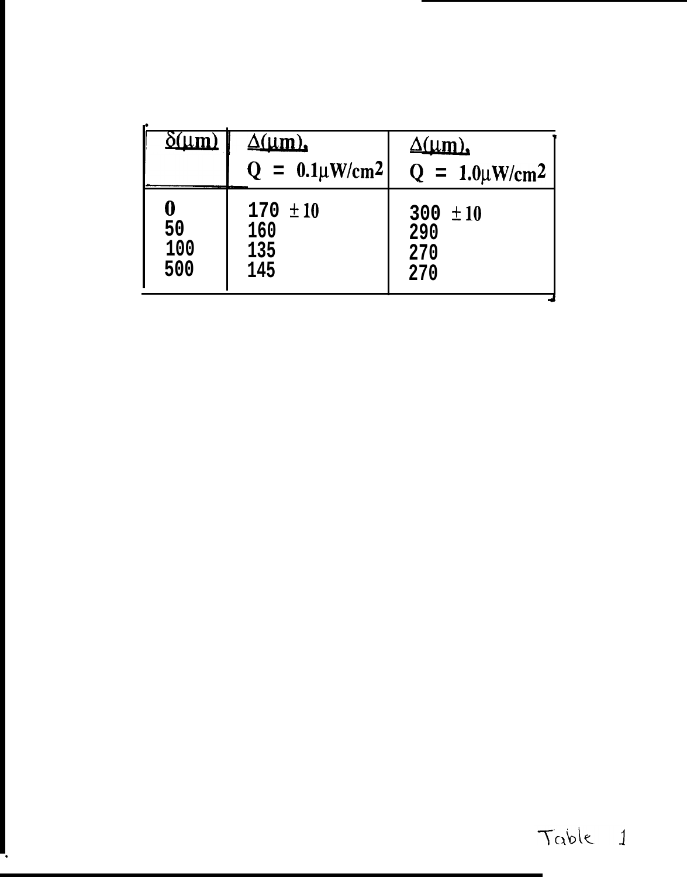| $\delta(\mu m)$ | $\Delta(\mu m)$, $Q = 0.1\mu W/cm^2$ | $\Delta(\mu m)$, $Q = 1.0\mu W/cm^2$ |
|---|---|---|
| 0 | 170 $\pm 10$ | 300 $\pm 10$ |
| 50 | 160 | 290 |
| 100 | 135 | 270 |
| 500 | 145 | 270 |

Table 1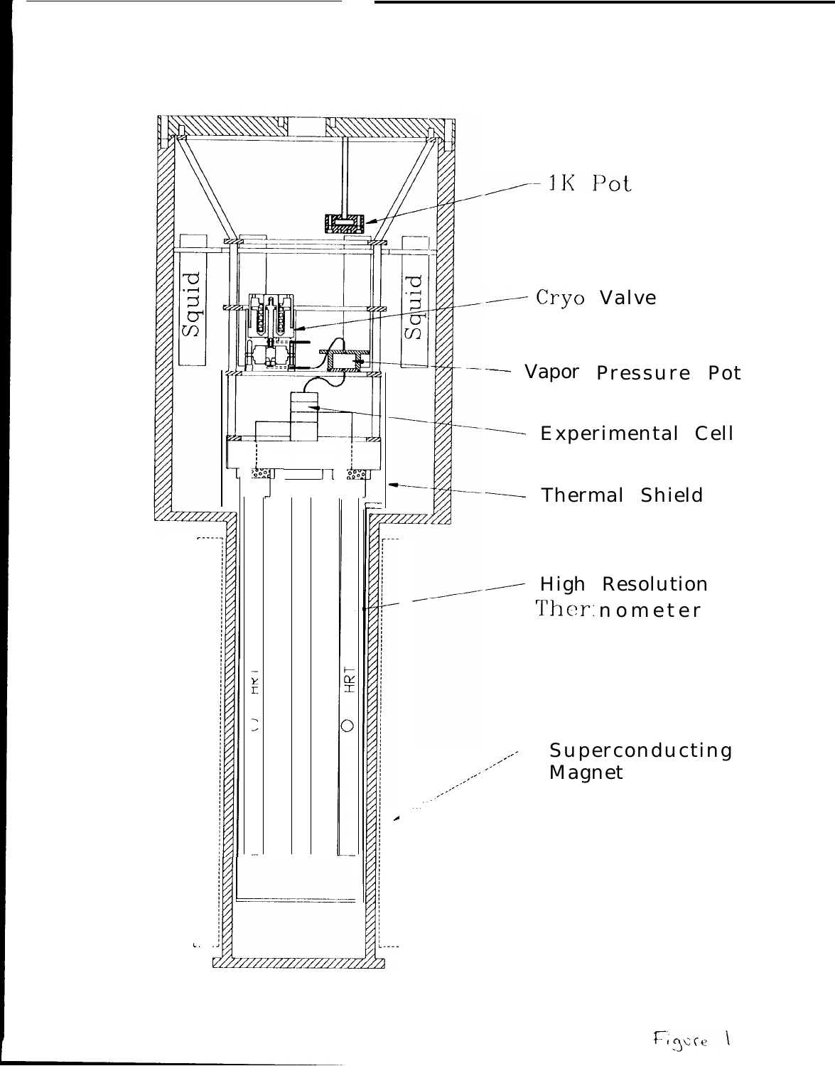1K Pot

Squid

Squid

Cryo Valve

Vapor Pressure Pot

Experimental Cell

Thermal Shield

High Resolution Thermometer

HRT

HRT

Superconducting Magnet

Figure 1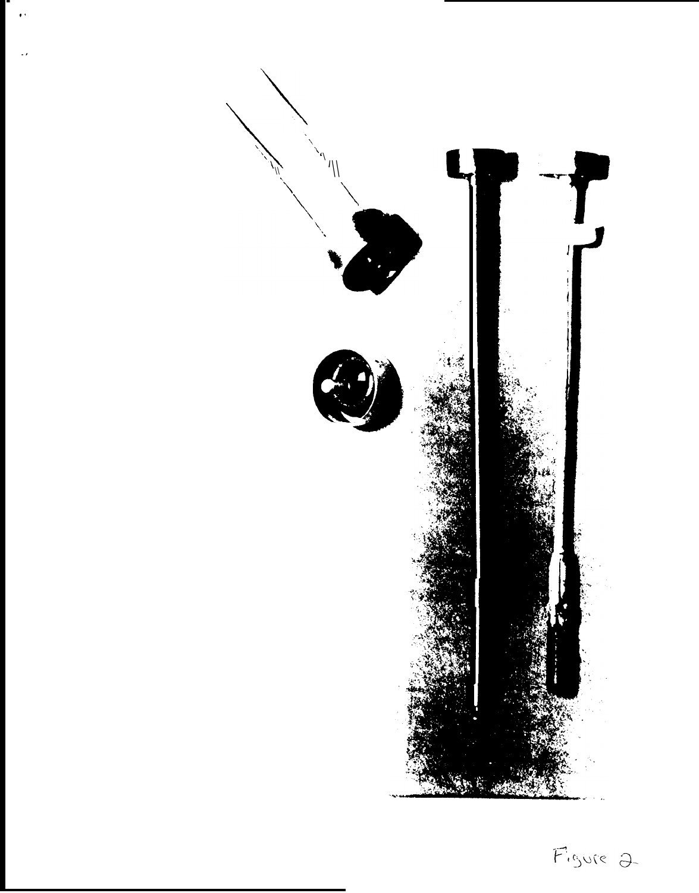Figure 2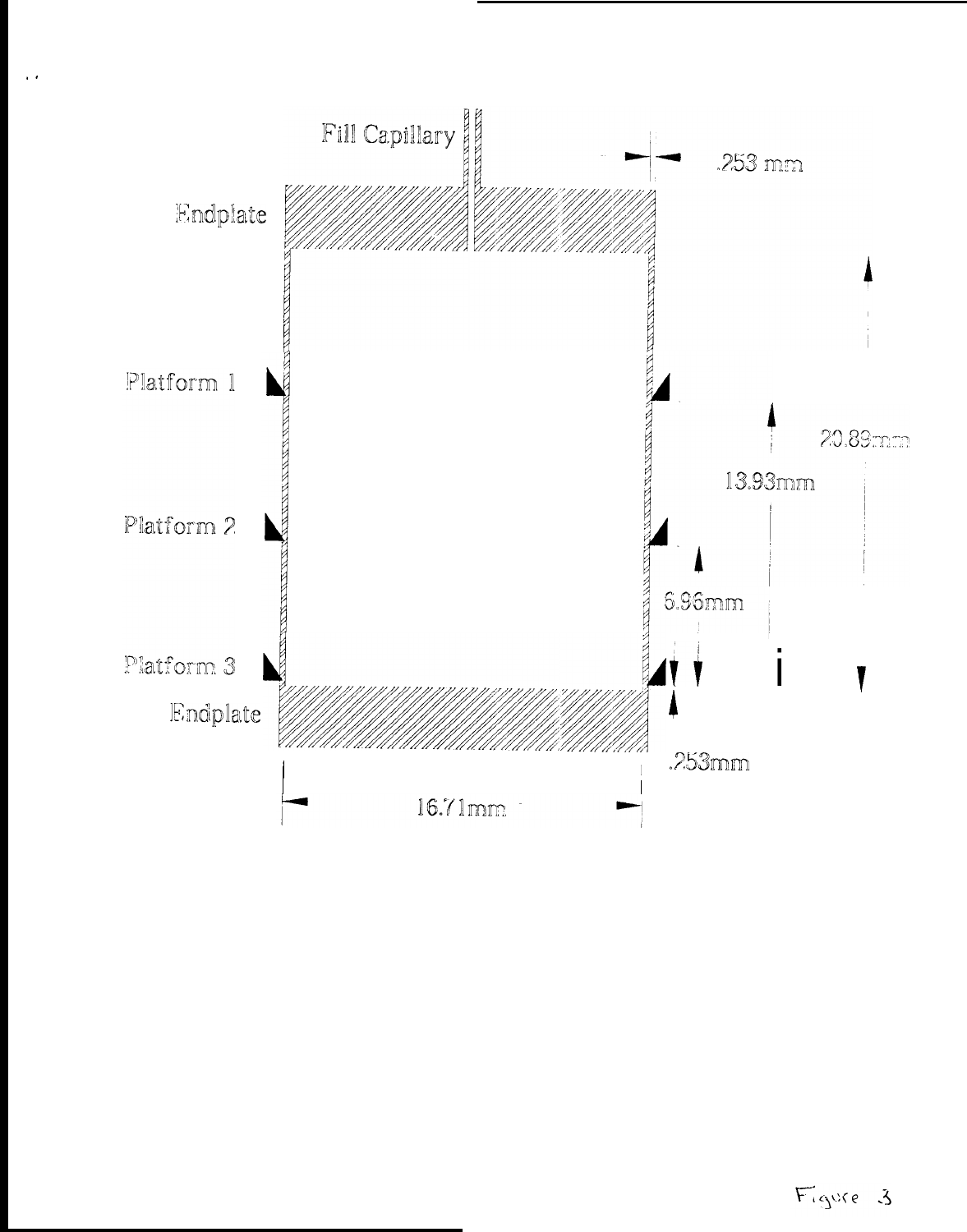Fill Capillary

.253 mm

Endplate

Platform 1

20.89mm

13.93mm

Platform 2

6.96mm

Platform 3

Endplate

.253mm

16.71mm

Figure 3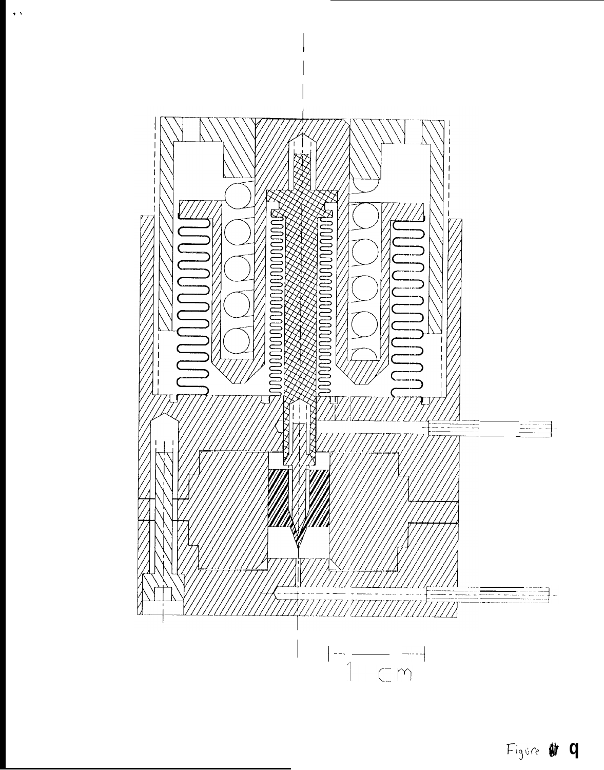1 cm

Figure 9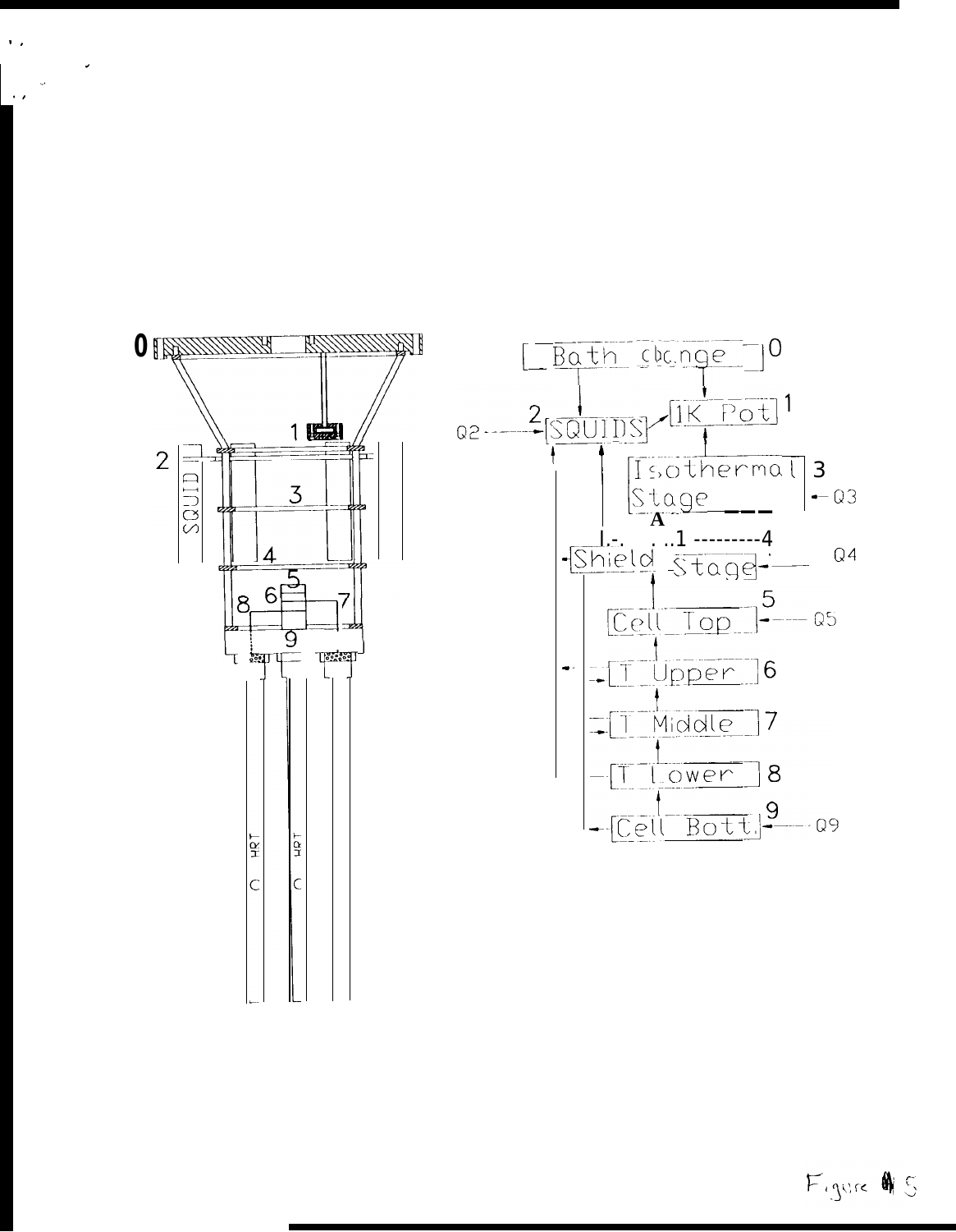Figure 4.5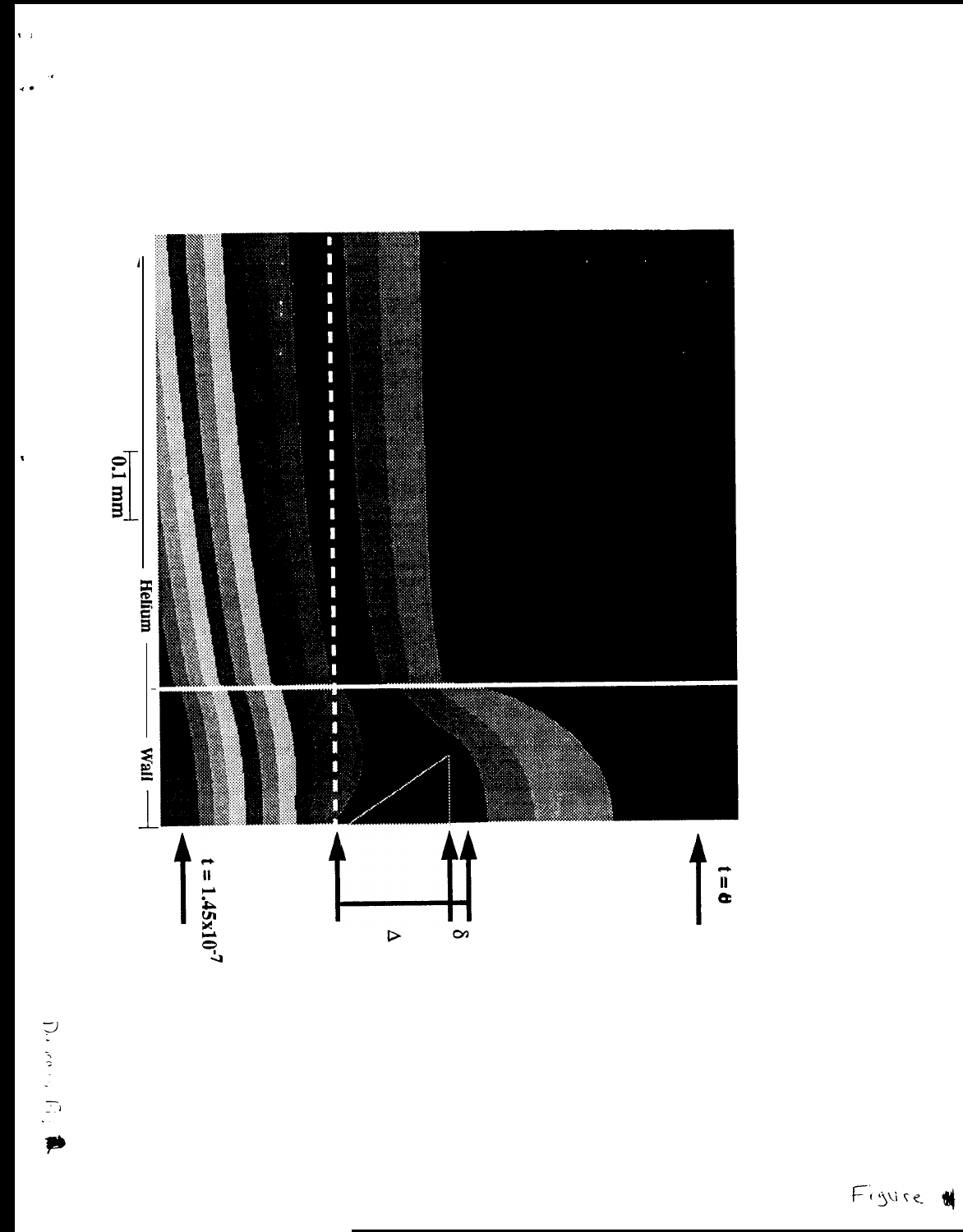0.1 mm

Helium

Wall

$t = 1.45 \times 10^{-7}$

$\Delta$

$\delta$

$t = 0$

Figure 4